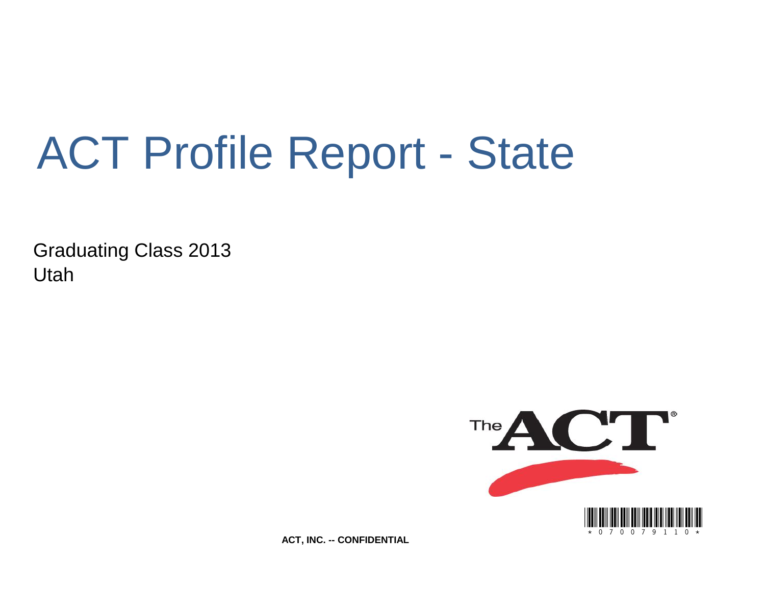# ACT Profile Report - State

Graduating Class 2013
Utah

ACT, INC. -- CONFIDENTIAL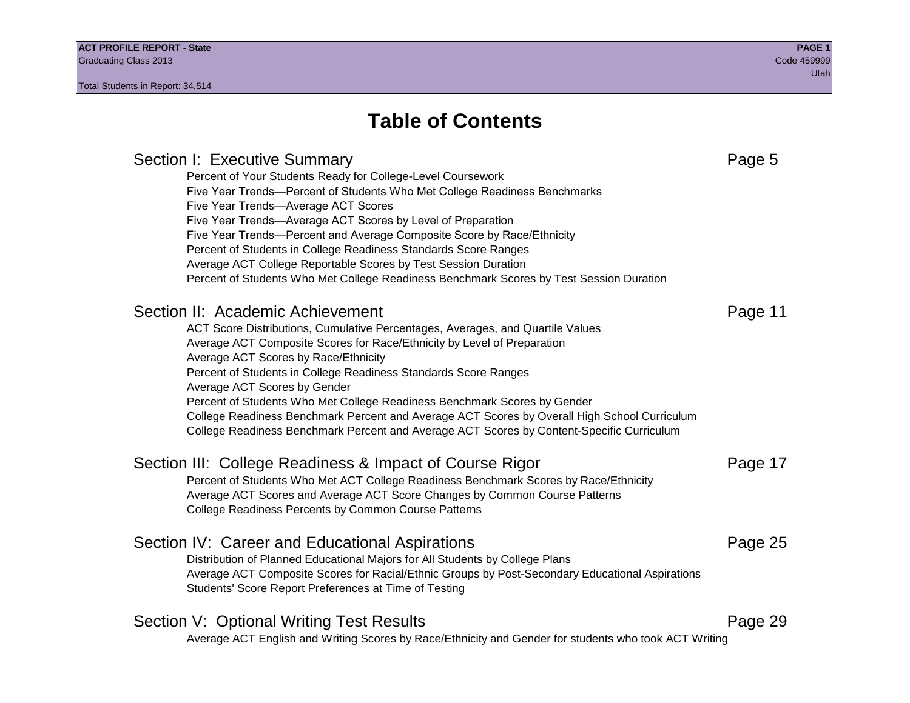# Table of Contents

## Section I: Executive Summary — Page 5

- Percent of Your Students Ready for College-Level Coursework
- Five Year Trends—Percent of Students Who Met College Readiness Benchmarks
- Five Year Trends—Average ACT Scores
- Five Year Trends—Average ACT Scores by Level of Preparation
- Five Year Trends—Percent and Average Composite Score by Race/Ethnicity
- Percent of Students in College Readiness Standards Score Ranges
- Average ACT College Reportable Scores by Test Session Duration
- Percent of Students Who Met College Readiness Benchmark Scores by Test Session Duration

## Section II: Academic Achievement — Page 11

- ACT Score Distributions, Cumulative Percentages, Averages, and Quartile Values
- Average ACT Composite Scores for Race/Ethnicity by Level of Preparation
- Average ACT Scores by Race/Ethnicity
- Percent of Students in College Readiness Standards Score Ranges
- Average ACT Scores by Gender
- Percent of Students Who Met College Readiness Benchmark Scores by Gender
- College Readiness Benchmark Percent and Average ACT Scores by Overall High School Curriculum
- College Readiness Benchmark Percent and Average ACT Scores by Content-Specific Curriculum

## Section III: College Readiness & Impact of Course Rigor — Page 17

- Percent of Students Who Met ACT College Readiness Benchmark Scores by Race/Ethnicity
- Average ACT Scores and Average ACT Score Changes by Common Course Patterns
- College Readiness Percents by Common Course Patterns

## Section IV: Career and Educational Aspirations — Page 25

- Distribution of Planned Educational Majors for All Students by College Plans
- Average ACT Composite Scores for Racial/Ethnic Groups by Post-Secondary Educational Aspirations
- Students' Score Report Preferences at Time of Testing

## Section V: Optional Writing Test Results — Page 29

- Average ACT English and Writing Scores by Race/Ethnicity and Gender for students who took ACT Writing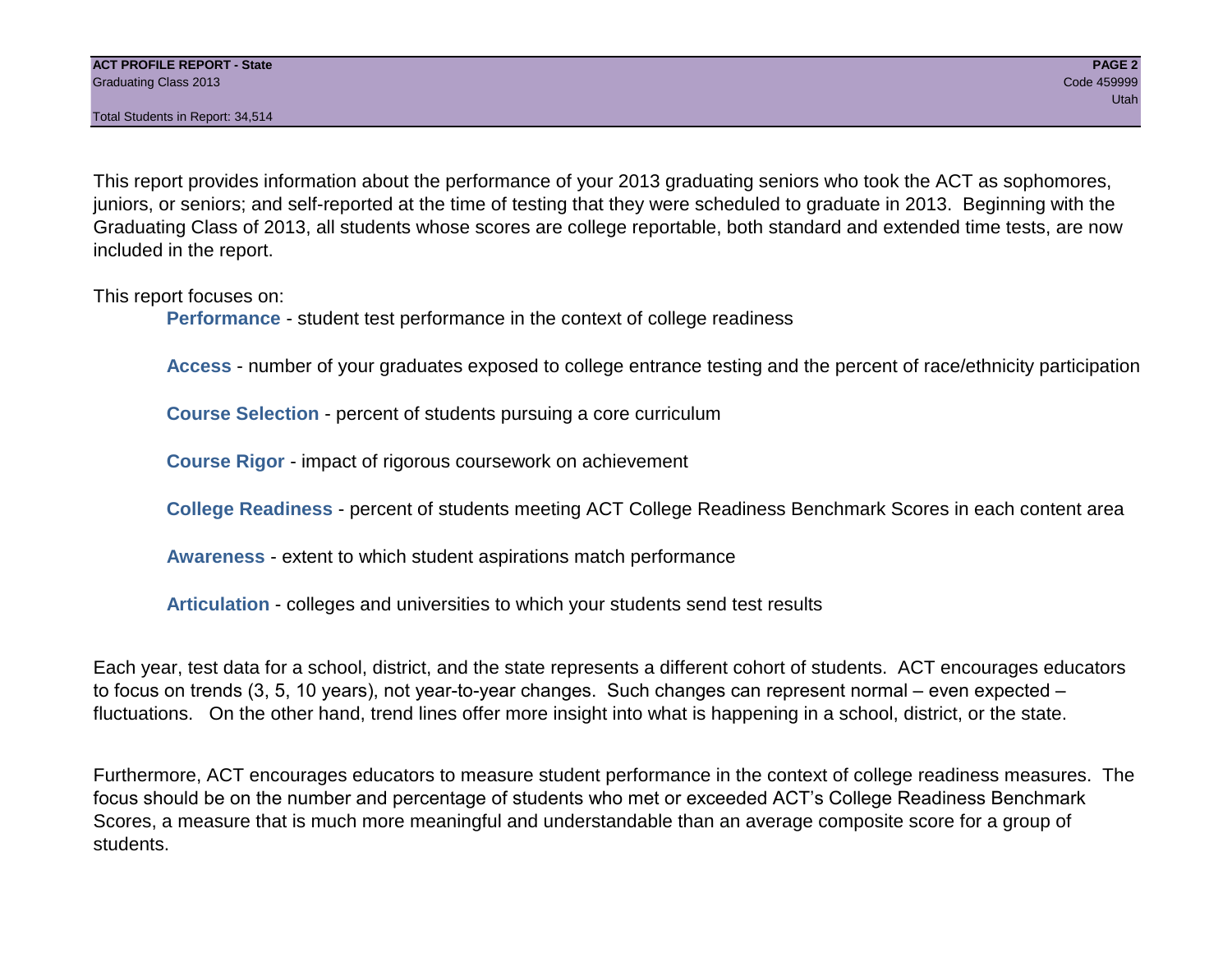This report provides information about the performance of your 2013 graduating seniors who took the ACT as sophomores, juniors, or seniors; and self-reported at the time of testing that they were scheduled to graduate in 2013. Beginning with the Graduating Class of 2013, all students whose scores are college reportable, both standard and extended time tests, are now included in the report.

This report focuses on:

- **Performance** - student test performance in the context of college readiness
- **Access** - number of your graduates exposed to college entrance testing and the percent of race/ethnicity participation
- **Course Selection** - percent of students pursuing a core curriculum
- **Course Rigor** - impact of rigorous coursework on achievement
- **College Readiness** - percent of students meeting ACT College Readiness Benchmark Scores in each content area
- **Awareness** - extent to which student aspirations match performance
- **Articulation** - colleges and universities to which your students send test results

Each year, test data for a school, district, and the state represents a different cohort of students. ACT encourages educators to focus on trends (3, 5, 10 years), not year-to-year changes. Such changes can represent normal – even expected – fluctuations. On the other hand, trend lines offer more insight into what is happening in a school, district, or the state.

Furthermore, ACT encourages educators to measure student performance in the context of college readiness measures. The focus should be on the number and percentage of students who met or exceeded ACT's College Readiness Benchmark Scores, a measure that is much more meaningful and understandable than an average composite score for a group of students.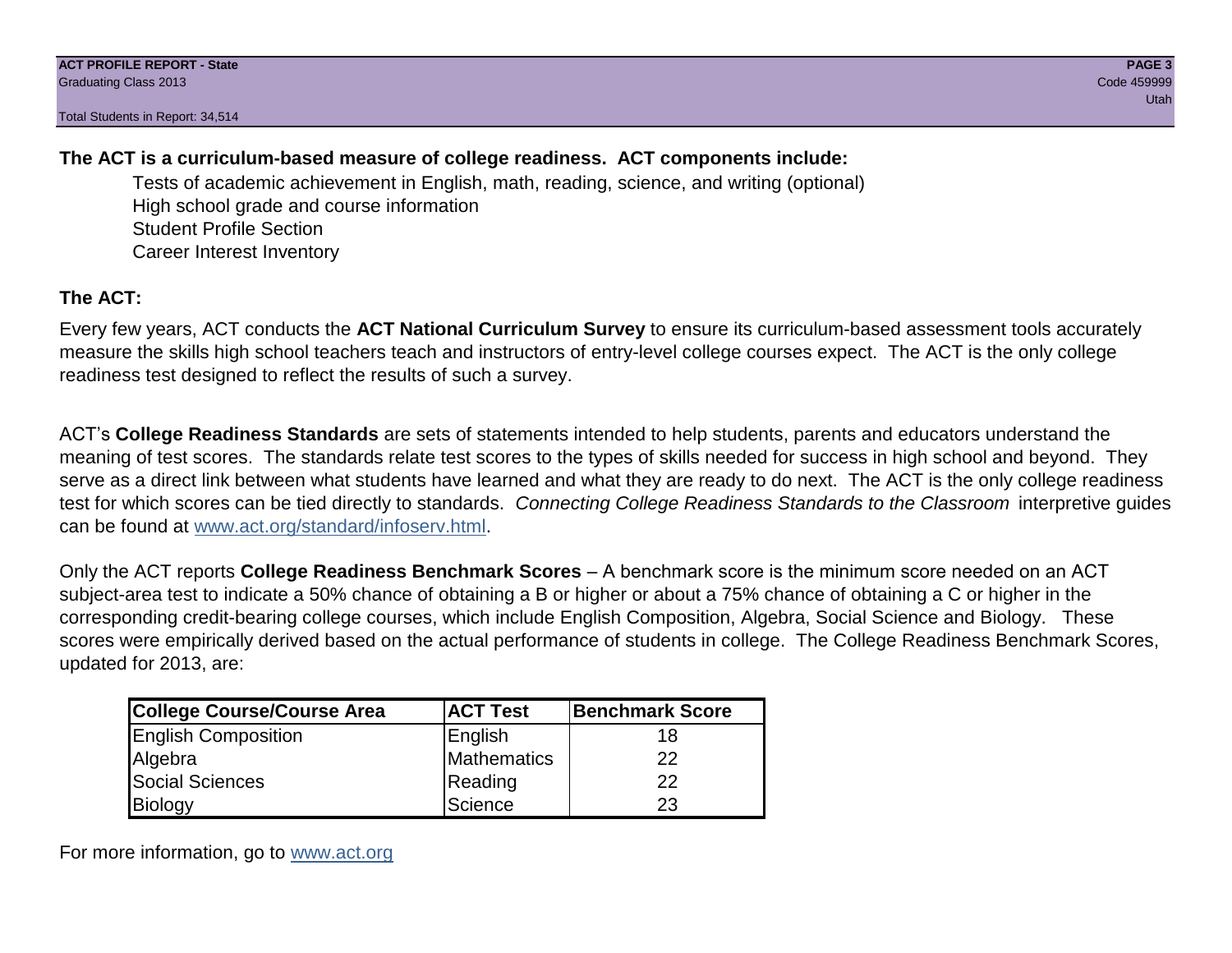**The ACT is a curriculum-based measure of college readiness. ACT components include:**

- Tests of academic achievement in English, math, reading, science, and writing (optional)
- High school grade and course information
- Student Profile Section
- Career Interest Inventory

**The ACT:**

Every few years, ACT conducts the **ACT National Curriculum Survey** to ensure its curriculum-based assessment tools accurately measure the skills high school teachers teach and instructors of entry-level college courses expect. The ACT is the only college readiness test designed to reflect the results of such a survey.

ACT's **College Readiness Standards** are sets of statements intended to help students, parents and educators understand the meaning of test scores. The standards relate test scores to the types of skills needed for success in high school and beyond. They serve as a direct link between what students have learned and what they are ready to do next. The ACT is the only college readiness test for which scores can be tied directly to standards. *Connecting College Readiness Standards to the Classroom* interpretive guides can be found at www.act.org/standard/infoserv.html.

Only the ACT reports **College Readiness Benchmark Scores** – A benchmark score is the minimum score needed on an ACT subject-area test to indicate a 50% chance of obtaining a B or higher or about a 75% chance of obtaining a C or higher in the corresponding credit-bearing college courses, which include English Composition, Algebra, Social Science and Biology. These scores were empirically derived based on the actual performance of students in college. The College Readiness Benchmark Scores, updated for 2013, are:

| College Course/Course Area | ACT Test | Benchmark Score |
|---|---|---|
| English Composition | English | 18 |
| Algebra | Mathematics | 22 |
| Social Sciences | Reading | 22 |
| Biology | Science | 23 |

For more information, go to www.act.org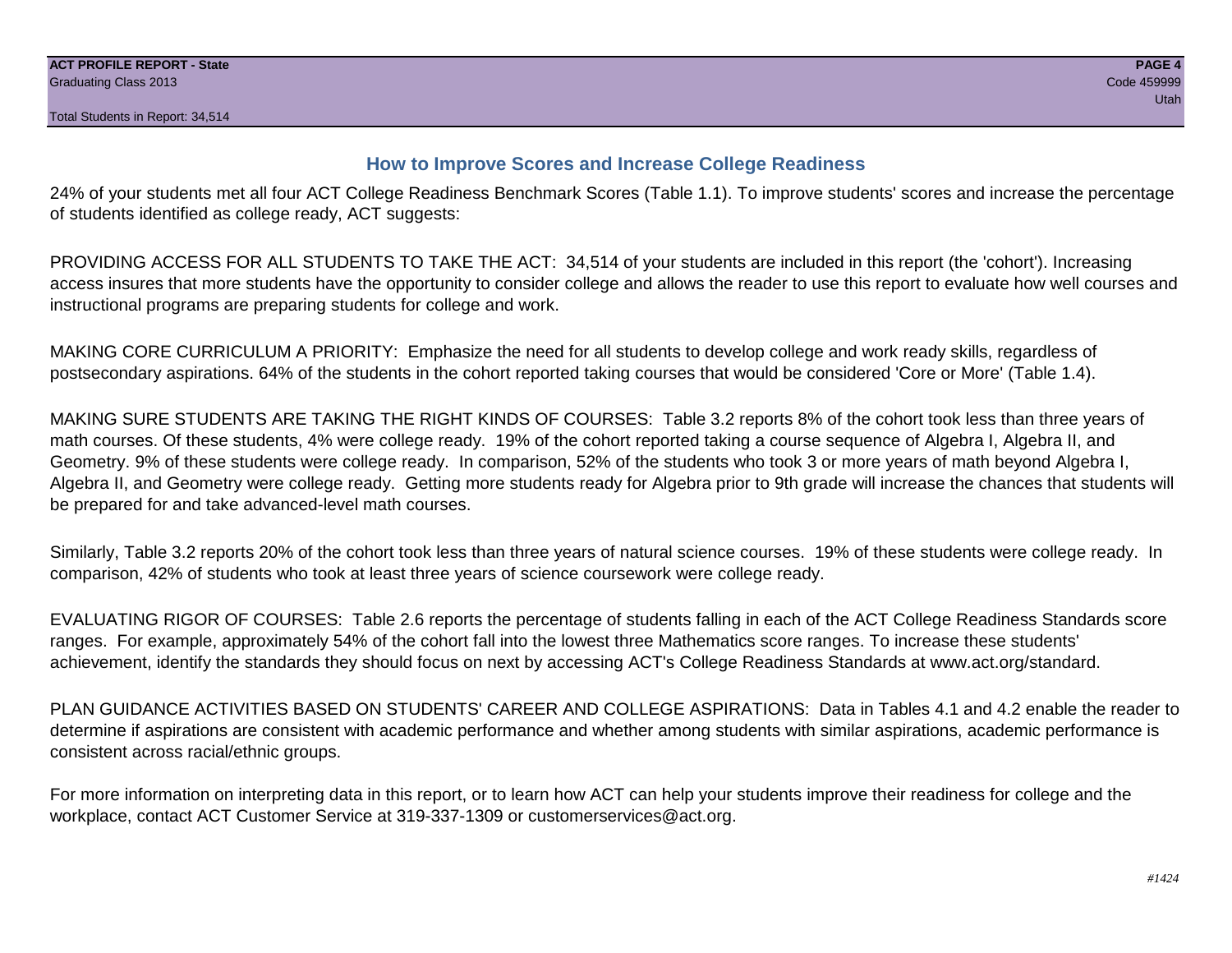## How to Improve Scores and Increase College Readiness

24% of your students met all four ACT College Readiness Benchmark Scores (Table 1.1). To improve students' scores and increase the percentage of students identified as college ready, ACT suggests:

PROVIDING ACCESS FOR ALL STUDENTS TO TAKE THE ACT: 34,514 of your students are included in this report (the 'cohort'). Increasing access insures that more students have the opportunity to consider college and allows the reader to use this report to evaluate how well courses and instructional programs are preparing students for college and work.

MAKING CORE CURRICULUM A PRIORITY: Emphasize the need for all students to develop college and work ready skills, regardless of postsecondary aspirations. 64% of the students in the cohort reported taking courses that would be considered 'Core or More' (Table 1.4).

MAKING SURE STUDENTS ARE TAKING THE RIGHT KINDS OF COURSES: Table 3.2 reports 8% of the cohort took less than three years of math courses. Of these students, 4% were college ready. 19% of the cohort reported taking a course sequence of Algebra I, Algebra II, and Geometry. 9% of these students were college ready. In comparison, 52% of the students who took 3 or more years of math beyond Algebra I, Algebra II, and Geometry were college ready. Getting more students ready for Algebra prior to 9th grade will increase the chances that students will be prepared for and take advanced-level math courses.

Similarly, Table 3.2 reports 20% of the cohort took less than three years of natural science courses. 19% of these students were college ready. In comparison, 42% of students who took at least three years of science coursework were college ready.

EVALUATING RIGOR OF COURSES: Table 2.6 reports the percentage of students falling in each of the ACT College Readiness Standards score ranges. For example, approximately 54% of the cohort fall into the lowest three Mathematics score ranges. To increase these students' achievement, identify the standards they should focus on next by accessing ACT's College Readiness Standards at www.act.org/standard.

PLAN GUIDANCE ACTIVITIES BASED ON STUDENTS' CAREER AND COLLEGE ASPIRATIONS: Data in Tables 4.1 and 4.2 enable the reader to determine if aspirations are consistent with academic performance and whether among students with similar aspirations, academic performance is consistent across racial/ethnic groups.

For more information on interpreting data in this report, or to learn how ACT can help your students improve their readiness for college and the workplace, contact ACT Customer Service at 319-337-1309 or customerservices@act.org.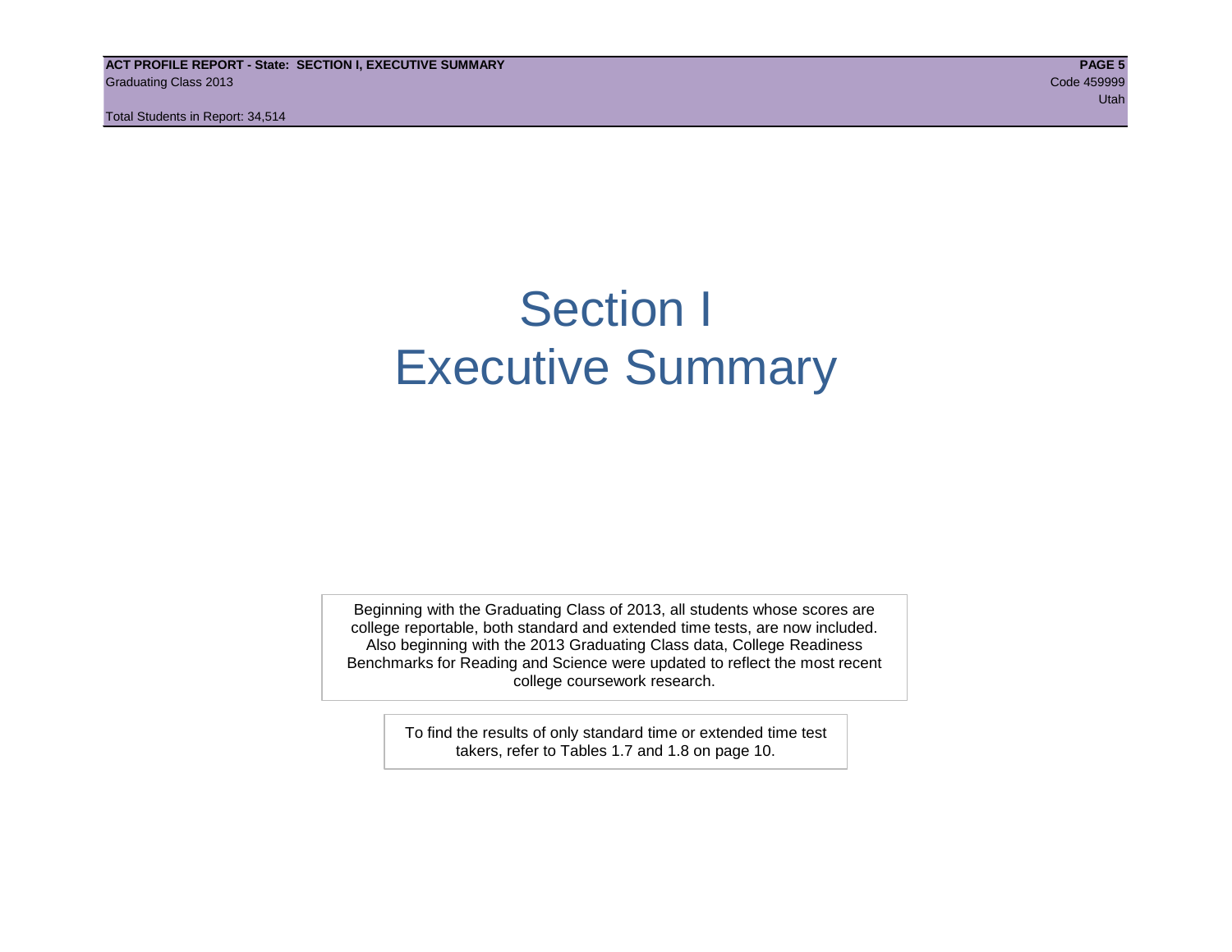# Section I
# Executive Summary

Beginning with the Graduating Class of 2013, all students whose scores are college reportable, both standard and extended time tests, are now included. Also beginning with the 2013 Graduating Class data, College Readiness Benchmarks for Reading and Science were updated to reflect the most recent college coursework research.

To find the results of only standard time or extended time test takers, refer to Tables 1.7 and 1.8 on page 10.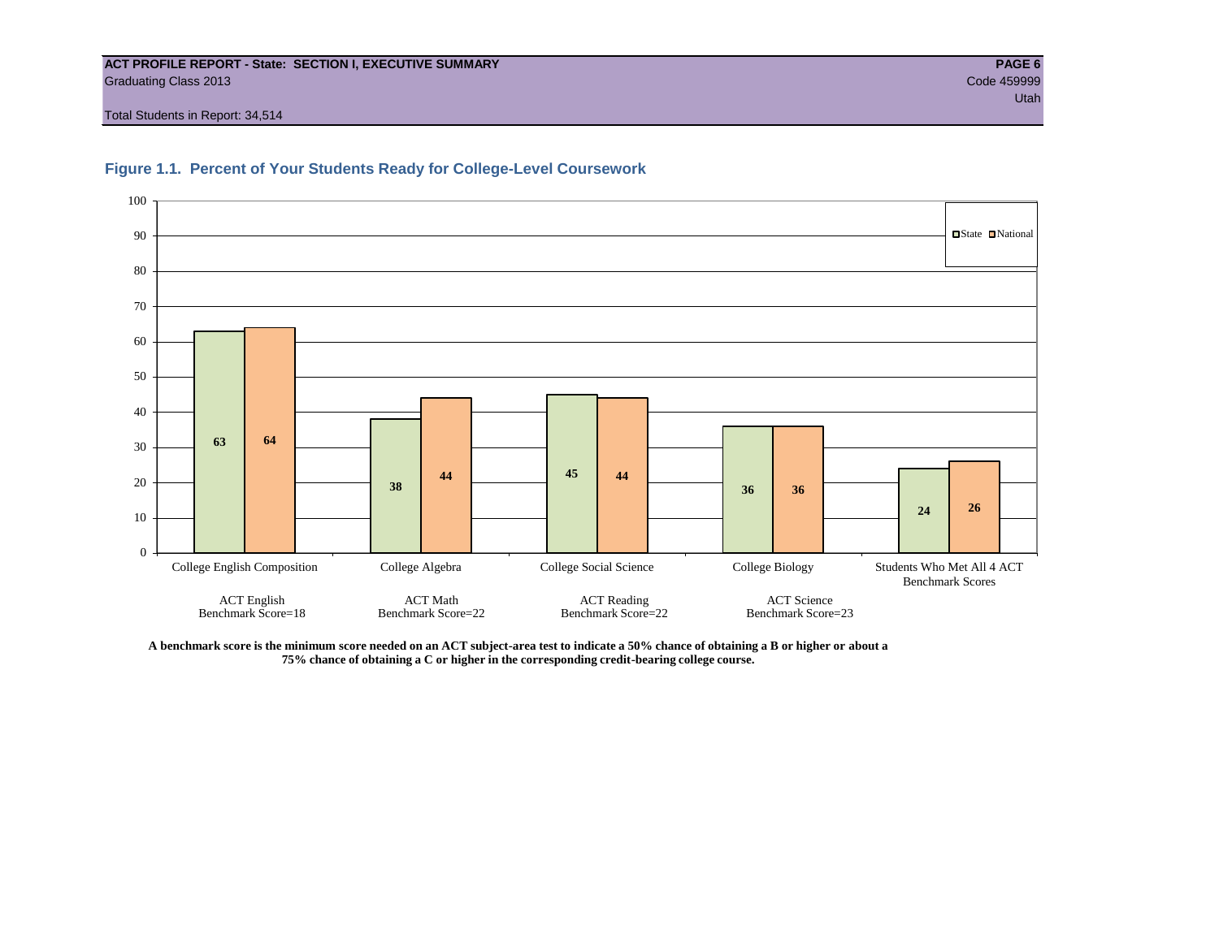**ACT PROFILE REPORT - State: SECTION I, EXECUTIVE SUMMARY**
Graduating Class 2013
Code 459999
Utah
Total Students in Report: 34,514

### Figure 1.1. Percent of Your Students Ready for College-Level Coursework

| Course | State | National |
|---|---|---|
| College English Composition (ACT English Benchmark Score=18) | 63 | 64 |
| College Algebra (ACT Math Benchmark Score=22) | 38 | 44 |
| College Social Science (ACT Reading Benchmark Score=22) | 45 | 44 |
| College Biology (ACT Science Benchmark Score=23) | 36 | 36 |
| Students Who Met All 4 ACT Benchmark Scores | 24 | 26 |

**A benchmark score is the minimum score needed on an ACT subject-area test to indicate a 50% chance of obtaining a B or higher or about a 75% chance of obtaining a C or higher in the corresponding credit-bearing college course.**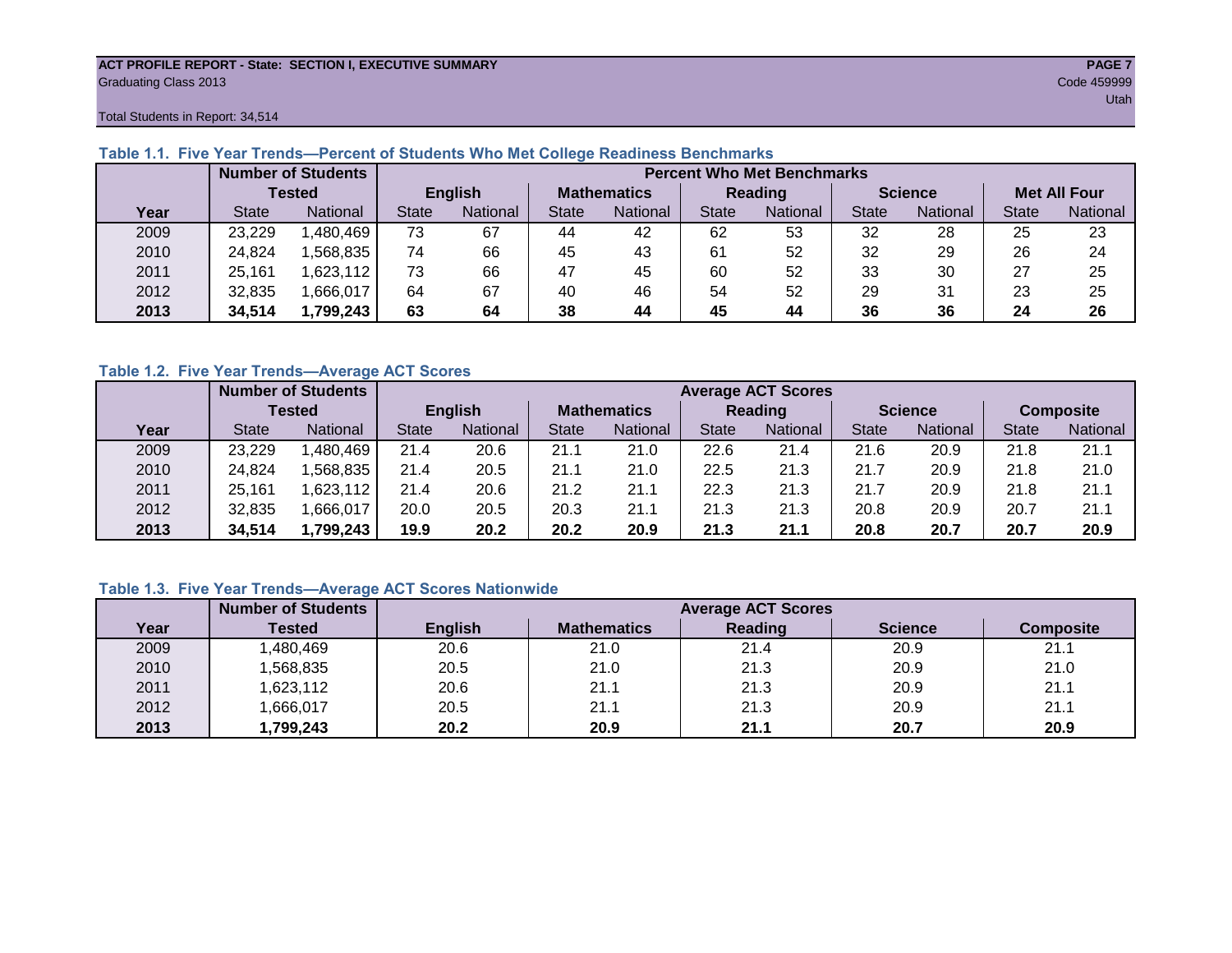**ACT PROFILE REPORT - State: SECTION I, EXECUTIVE SUMMARY**
Graduating Class 2013
Code 459999
Utah
Total Students in Report: 34,514

### Table 1.1. Five Year Trends—Percent of Students Who Met College Readiness Benchmarks

| | Number of Students Tested | | Percent Who Met Benchmarks | | | | | | | | | |
|---|---|---|---|---|---|---|---|---|---|---|---|---|
| | | | English | | Mathematics | | Reading | | Science | | Met All Four | |
| Year | State | National | State | National | State | National | State | National | State | National | State | National |
| 2009 | 23,229 | 1,480,469 | 73 | 67 | 44 | 42 | 62 | 53 | 32 | 28 | 25 | 23 |
| 2010 | 24,824 | 1,568,835 | 74 | 66 | 45 | 43 | 61 | 52 | 32 | 29 | 26 | 24 |
| 2011 | 25,161 | 1,623,112 | 73 | 66 | 47 | 45 | 60 | 52 | 33 | 30 | 27 | 25 |
| 2012 | 32,835 | 1,666,017 | 64 | 67 | 40 | 46 | 54 | 52 | 29 | 31 | 23 | 25 |
| **2013** | **34,514** | **1,799,243** | **63** | **64** | **38** | **44** | **45** | **44** | **36** | **36** | **24** | **26** |

### Table 1.2. Five Year Trends—Average ACT Scores

| | Number of Students Tested | | Average ACT Scores | | | | | | | | | |
|---|---|---|---|---|---|---|---|---|---|---|---|---|
| | | | English | | Mathematics | | Reading | | Science | | Composite | |
| Year | State | National | State | National | State | National | State | National | State | National | State | National |
| 2009 | 23,229 | 1,480,469 | 21.4 | 20.6 | 21.1 | 21.0 | 22.6 | 21.4 | 21.6 | 20.9 | 21.8 | 21.1 |
| 2010 | 24,824 | 1,568,835 | 21.4 | 20.5 | 21.1 | 21.0 | 22.5 | 21.3 | 21.7 | 20.9 | 21.8 | 21.0 |
| 2011 | 25,161 | 1,623,112 | 21.4 | 20.6 | 21.2 | 21.1 | 22.3 | 21.3 | 21.7 | 20.9 | 21.8 | 21.1 |
| 2012 | 32,835 | 1,666,017 | 20.0 | 20.5 | 20.3 | 21.1 | 21.3 | 21.3 | 20.8 | 20.9 | 20.7 | 21.1 |
| **2013** | **34,514** | **1,799,243** | **19.9** | **20.2** | **20.2** | **20.9** | **21.3** | **21.1** | **20.8** | **20.7** | **20.7** | **20.9** |

### Table 1.3. Five Year Trends—Average ACT Scores Nationwide

| | Number of Students | Average ACT Scores | | | | |
|---|---|---|---|---|---|---|
| Year | Tested | English | Mathematics | Reading | Science | Composite |
| 2009 | 1,480,469 | 20.6 | 21.0 | 21.4 | 20.9 | 21.1 |
| 2010 | 1,568,835 | 20.5 | 21.0 | 21.3 | 20.9 | 21.0 |
| 2011 | 1,623,112 | 20.6 | 21.1 | 21.3 | 20.9 | 21.1 |
| 2012 | 1,666,017 | 20.5 | 21.1 | 21.3 | 20.9 | 21.1 |
| **2013** | **1,799,243** | **20.2** | **20.9** | **21.1** | **20.7** | **20.9** |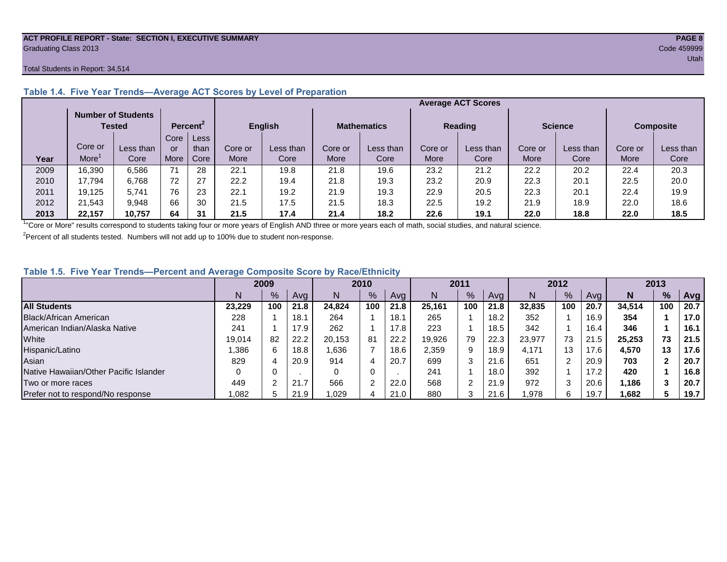**ACT PROFILE REPORT - State: SECTION I, EXECUTIVE SUMMARY**
Graduating Class 2013
Code 459999
Utah

Total Students in Report: 34,514

### Table 1.4. Five Year Trends—Average ACT Scores by Level of Preparation

| Year | Number of Students Tested | | Percent[2] | | English | | Mathematics | | Reading | | Science | | Composite | |
|---|---|---|---|---|---|---|---|---|---|---|---|---|---|---|
| | Core or More[1] | Less than Core | Core or More | Less than Core | Core or More | Less than Core | Core or More | Less than Core | Core or More | Less than Core | Core or More | Less than Core | Core or More | Less than Core |
| 2009 | 16,390 | 6,586 | 71 | 28 | 22.1 | 19.8 | 21.8 | 19.6 | 23.2 | 21.2 | 22.2 | 20.2 | 22.4 | 20.3 |
| 2010 | 17,794 | 6,768 | 72 | 27 | 22.2 | 19.4 | 21.8 | 19.3 | 23.2 | 20.9 | 22.3 | 20.1 | 22.5 | 20.0 |
| 2011 | 19,125 | 5,741 | 76 | 23 | 22.1 | 19.2 | 21.9 | 19.3 | 22.9 | 20.5 | 22.3 | 20.1 | 22.4 | 19.9 |
| 2012 | 21,543 | 9,948 | 66 | 30 | 21.5 | 17.5 | 21.5 | 18.3 | 22.5 | 19.2 | 21.9 | 18.9 | 22.0 | 18.6 |
| **2013** | **22,157** | **10,757** | **64** | **31** | **21.5** | **17.4** | **21.4** | **18.2** | **22.6** | **19.1** | **22.0** | **18.8** | **22.0** | **18.5** |

[1]"Core or More" results correspond to students taking four or more years of English AND three or more years each of math, social studies, and natural science.

[2]Percent of all students tested. Numbers will not add up to 100% due to student non-response.

### Table 1.5. Five Year Trends—Percent and Average Composite Score by Race/Ethnicity

| | 2009 | | | 2010 | | | 2011 | | | 2012 | | | 2013 | | |
|---|---|---|---|---|---|---|---|---|---|---|---|---|---|---|---|
| | N | % | Avg | N | % | Avg | N | % | Avg | N | % | Avg | **N** | **%** | **Avg** |
| **All Students** | **23,229** | **100** | **21.8** | **24,824** | **100** | **21.8** | **25,161** | **100** | **21.8** | **32,835** | **100** | **20.7** | **34,514** | **100** | **20.7** |
| Black/African American | 228 | 1 | 18.1 | 264 | 1 | 18.1 | 265 | 1 | 18.2 | 352 | 1 | 16.9 | **354** | **1** | **17.0** |
| American Indian/Alaska Native | 241 | 1 | 17.9 | 262 | 1 | 17.8 | 223 | 1 | 18.5 | 342 | 1 | 16.4 | **346** | **1** | **16.1** |
| White | 19,014 | 82 | 22.2 | 20,153 | 81 | 22.2 | 19,926 | 79 | 22.3 | 23,977 | 73 | 21.5 | **25,253** | **73** | **21.5** |
| Hispanic/Latino | 1,386 | 6 | 18.8 | 1,636 | 7 | 18.6 | 2,359 | 9 | 18.9 | 4,171 | 13 | 17.6 | **4,570** | **13** | **17.6** |
| Asian | 829 | 4 | 20.9 | 914 | 4 | 20.7 | 699 | 3 | 21.6 | 651 | 2 | 20.9 | **703** | **2** | **20.7** |
| Native Hawaiian/Other Pacific Islander | 0 | 0 | . | 0 | 0 | . | 241 | 1 | 18.0 | 392 | 1 | 17.2 | **420** | **1** | **16.8** |
| Two or more races | 449 | 2 | 21.7 | 566 | 2 | 22.0 | 568 | 2 | 21.9 | 972 | 3 | 20.6 | **1,186** | **3** | **20.7** |
| Prefer not to respond/No response | 1,082 | 5 | 21.9 | 1,029 | 4 | 21.0 | 880 | 3 | 21.6 | 1,978 | 6 | 19.7 | **1,682** | **5** | **19.7** |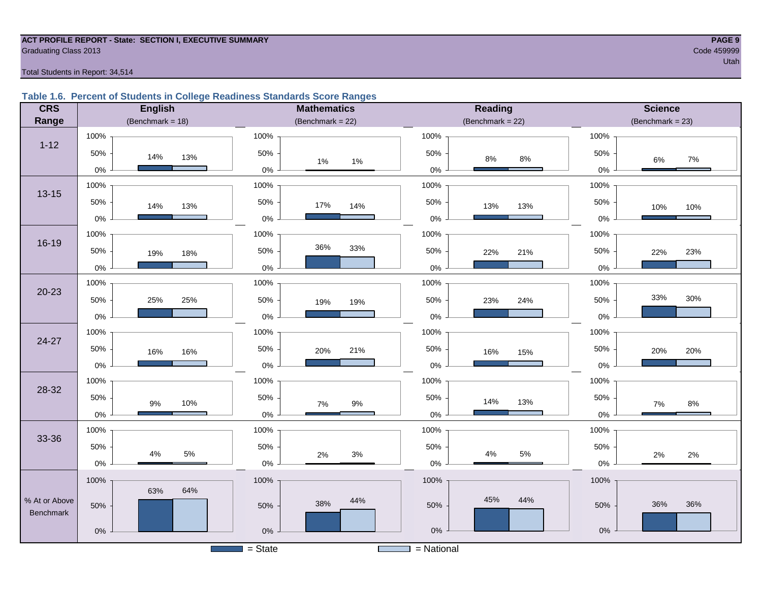**ACT PROFILE REPORT - State: SECTION I, EXECUTIVE SUMMARY**
Graduating Class 2013

Code 459999
Utah

Total Students in Report: 34,514

### Table 1.6. Percent of Students in College Readiness Standards Score Ranges

| CRS Range | English (Benchmark = 18) State | English National | Mathematics (Benchmark = 22) State | Mathematics National | Reading (Benchmark = 22) State | Reading National | Science (Benchmark = 23) State | Science National |
|---|---|---|---|---|---|---|---|---|
| 1-12 | 14% | 13% | 1% | 1% | 8% | 8% | 6% | 7% |
| 13-15 | 14% | 13% | 17% | 14% | 13% | 13% | 10% | 10% |
| 16-19 | 19% | 18% | 36% | 33% | 22% | 21% | 22% | 23% |
| 20-23 | 25% | 25% | 19% | 19% | 23% | 24% | 33% | 30% |
| 24-27 | 16% | 16% | 20% | 21% | 16% | 15% | 20% | 20% |
| 28-32 | 9% | 10% | 7% | 9% | 14% | 13% | 7% | 8% |
| 33-36 | 4% | 5% | 2% | 3% | 4% | 5% | 2% | 2% |
| % At or Above Benchmark | 63% | 64% | 38% | 44% | 45% | 44% | 36% | 36% |

■ = State  □ = National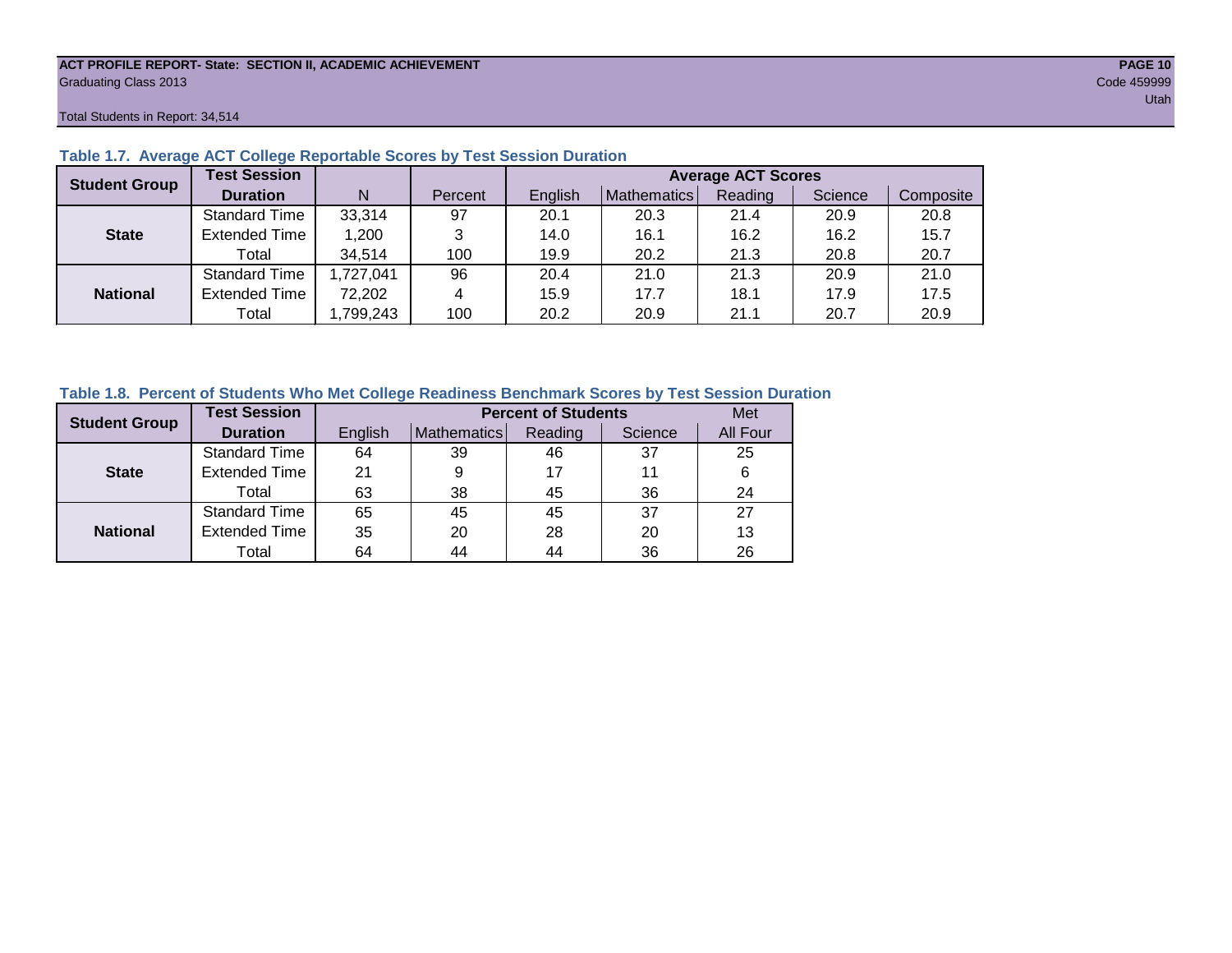ACT PROFILE REPORT- State: SECTION II, ACADEMIC ACHIEVEMENT

Graduating Class 2013

Code 459999

Utah

Total Students in Report: 34,514

### Table 1.7. Average ACT College Reportable Scores by Test Session Duration

| Student Group | Test Session Duration | N | Percent | Average ACT Scores | | | | |
|---|---|---|---|---|---|---|---|---|
| | | | | English | Mathematics | Reading | Science | Composite |
| State | Standard Time | 33,314 | 97 | 20.1 | 20.3 | 21.4 | 20.9 | 20.8 |
| | Extended Time | 1,200 | 3 | 14.0 | 16.1 | 16.2 | 16.2 | 15.7 |
| | Total | 34,514 | 100 | 19.9 | 20.2 | 21.3 | 20.8 | 20.7 |
| National | Standard Time | 1,727,041 | 96 | 20.4 | 21.0 | 21.3 | 20.9 | 21.0 |
| | Extended Time | 72,202 | 4 | 15.9 | 17.7 | 18.1 | 17.9 | 17.5 |
| | Total | 1,799,243 | 100 | 20.2 | 20.9 | 21.1 | 20.7 | 20.9 |

### Table 1.8. Percent of Students Who Met College Readiness Benchmark Scores by Test Session Duration

| Student Group | Test Session Duration | Percent of Students | | | | Met |
|---|---|---|---|---|---|---|
| | | English | Mathematics | Reading | Science | All Four |
| State | Standard Time | 64 | 39 | 46 | 37 | 25 |
| | Extended Time | 21 | 9 | 17 | 11 | 6 |
| | Total | 63 | 38 | 45 | 36 | 24 |
| National | Standard Time | 65 | 45 | 45 | 37 | 27 |
| | Extended Time | 35 | 20 | 28 | 20 | 13 |
| | Total | 64 | 44 | 44 | 36 | 26 |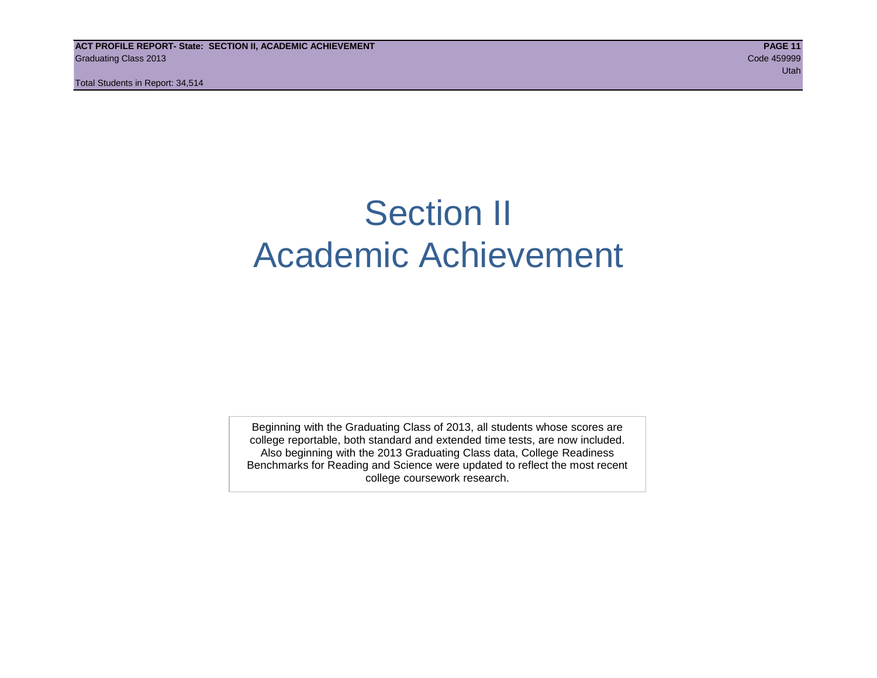# Section II
# Academic Achievement

Beginning with the Graduating Class of 2013, all students whose scores are college reportable, both standard and extended time tests, are now included. Also beginning with the 2013 Graduating Class data, College Readiness Benchmarks for Reading and Science were updated to reflect the most recent college coursework research.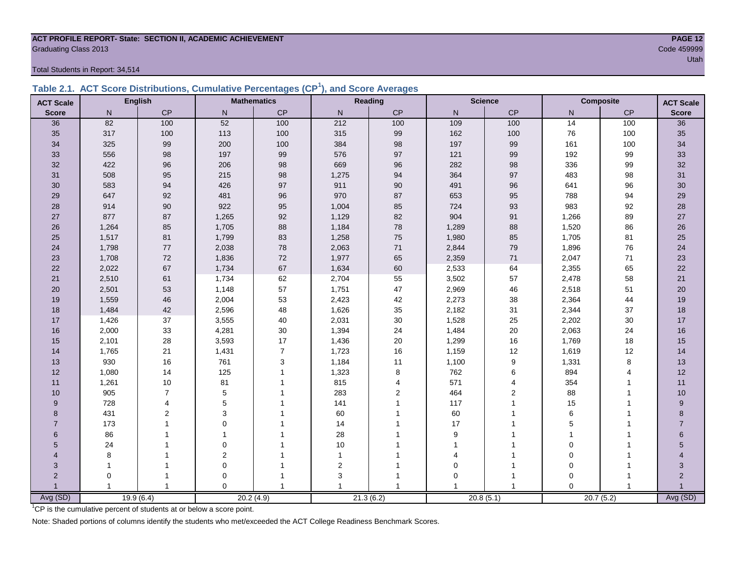**ACT PROFILE REPORT- State: SECTION II, ACADEMIC ACHIEVEMENT**
Graduating Class 2013

Code 459999
Utah

Total Students in Report: 34,514

## Table 2.1. ACT Score Distributions, Cumulative Percentages (CP[1]), and Score Averages

| ACT Scale | English | | Mathematics | | Reading | | Science | | Composite | | ACT Scale |
|---|---|---|---|---|---|---|---|---|---|---|---|
| Score | N | CP | N | CP | N | CP | N | CP | N | CP | Score |
| 36 | 82 | 100 | 52 | 100 | 212 | 100 | 109 | 100 | 14 | 100 | 36 |
| 35 | 317 | 100 | 113 | 100 | 315 | 99 | 162 | 100 | 76 | 100 | 35 |
| 34 | 325 | 99 | 200 | 100 | 384 | 98 | 197 | 99 | 161 | 100 | 34 |
| 33 | 556 | 98 | 197 | 99 | 576 | 97 | 121 | 99 | 192 | 99 | 33 |
| 32 | 422 | 96 | 206 | 98 | 669 | 96 | 282 | 98 | 336 | 99 | 32 |
| 31 | 508 | 95 | 215 | 98 | 1,275 | 94 | 364 | 97 | 483 | 98 | 31 |
| 30 | 583 | 94 | 426 | 97 | 911 | 90 | 491 | 96 | 641 | 96 | 30 |
| 29 | 647 | 92 | 481 | 96 | 970 | 87 | 653 | 95 | 788 | 94 | 29 |
| 28 | 914 | 90 | 922 | 95 | 1,004 | 85 | 724 | 93 | 983 | 92 | 28 |
| 27 | 877 | 87 | 1,265 | 92 | 1,129 | 82 | 904 | 91 | 1,266 | 89 | 27 |
| 26 | 1,264 | 85 | 1,705 | 88 | 1,184 | 78 | 1,289 | 88 | 1,520 | 86 | 26 |
| 25 | 1,517 | 81 | 1,799 | 83 | 1,258 | 75 | 1,980 | 85 | 1,705 | 81 | 25 |
| 24 | 1,798 | 77 | 2,038 | 78 | 2,063 | 71 | 2,844 | 79 | 1,896 | 76 | 24 |
| 23 | 1,708 | 72 | 1,836 | 72 | 1,977 | 65 | 2,359 | 71 | 2,047 | 71 | 23 |
| 22 | 2,022 | 67 | 1,734 | 67 | 1,634 | 60 | 2,533 | 64 | 2,355 | 65 | 22 |
| 21 | 2,510 | 61 | 1,734 | 62 | 2,704 | 55 | 3,502 | 57 | 2,478 | 58 | 21 |
| 20 | 2,501 | 53 | 1,148 | 57 | 1,751 | 47 | 2,969 | 46 | 2,518 | 51 | 20 |
| 19 | 1,559 | 46 | 2,004 | 53 | 2,423 | 42 | 2,273 | 38 | 2,364 | 44 | 19 |
| 18 | 1,484 | 42 | 2,596 | 48 | 1,626 | 35 | 2,182 | 31 | 2,344 | 37 | 18 |
| 17 | 1,426 | 37 | 3,555 | 40 | 2,031 | 30 | 1,528 | 25 | 2,202 | 30 | 17 |
| 16 | 2,000 | 33 | 4,281 | 30 | 1,394 | 24 | 1,484 | 20 | 2,063 | 24 | 16 |
| 15 | 2,101 | 28 | 3,593 | 17 | 1,436 | 20 | 1,299 | 16 | 1,769 | 18 | 15 |
| 14 | 1,765 | 21 | 1,431 | 7 | 1,723 | 16 | 1,159 | 12 | 1,619 | 12 | 14 |
| 13 | 930 | 16 | 761 | 3 | 1,184 | 11 | 1,100 | 9 | 1,331 | 8 | 13 |
| 12 | 1,080 | 14 | 125 | 1 | 1,323 | 8 | 762 | 6 | 894 | 4 | 12 |
| 11 | 1,261 | 10 | 81 | 1 | 815 | 4 | 571 | 4 | 354 | 1 | 11 |
| 10 | 905 | 7 | 5 | 1 | 283 | 2 | 464 | 2 | 88 | 1 | 10 |
| 9 | 728 | 4 | 5 | 1 | 141 | 1 | 117 | 1 | 15 | 1 | 9 |
| 8 | 431 | 2 | 3 | 1 | 60 | 1 | 60 | 1 | 6 | 1 | 8 |
| 7 | 173 | 1 | 0 | 1 | 14 | 1 | 17 | 1 | 5 | 1 | 7 |
| 6 | 86 | 1 | 1 | 1 | 28 | 1 | 9 | 1 | 1 | 1 | 6 |
| 5 | 24 | 1 | 0 | 1 | 10 | 1 | 1 | 1 | 0 | 1 | 5 |
| 4 | 8 | 1 | 2 | 1 | 1 | 1 | 4 | 1 | 0 | 1 | 4 |
| 3 | 1 | 1 | 0 | 1 | 2 | 1 | 0 | 1 | 0 | 1 | 3 |
| 2 | 0 | 1 | 0 | 1 | 3 | 1 | 0 | 1 | 0 | 1 | 2 |
| 1 | 1 | 1 | 0 | 1 | 1 | 1 | 1 | 1 | 0 | 1 | 1 |
| Avg (SD) | 19.9 (6.4) | | 20.2 (4.9) | | 21.3 (6.2) | | 20.8 (5.1) | | 20.7 (5.2) | | Avg (SD) |

[1]CP is the cumulative percent of students at or below a score point.

Note: Shaded portions of columns identify the students who met/exceeded the ACT College Readiness Benchmark Scores.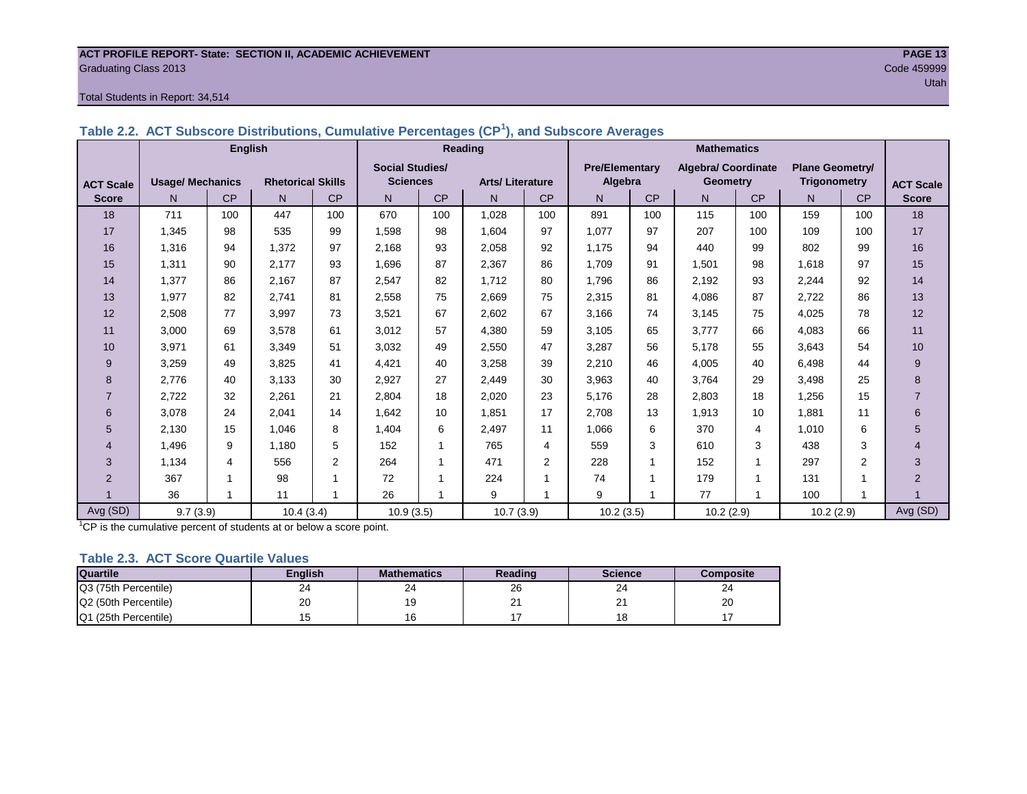ACT PROFILE REPORT- State: SECTION II, ACADEMIC ACHIEVEMENT
Graduating Class 2013
Code 459999
Utah

Total Students in Report: 34,514

### Table 2.2. ACT Subscore Distributions, Cumulative Percentages (CP[1]), and Subscore Averages

| | English | | | | Reading | | | | Mathematics | | | | | | |
|---|---|---|---|---|---|---|---|---|---|---|---|---|---|---|---|
| ACT Scale Score | Usage/ Mechanics | | Rhetorical Skills | | Social Studies/ Sciences | | Arts/ Literature | | Pre/Elementary Algebra | | Algebra/ Coordinate Geometry | | Plane Geometry/ Trigonometry | | ACT Scale Score |
| | N | CP | N | CP | N | CP | N | CP | N | CP | N | CP | N | CP | |
| 18 | 711 | 100 | 447 | 100 | 670 | 100 | 1,028 | 100 | 891 | 100 | 115 | 100 | 159 | 100 | 18 |
| 17 | 1,345 | 98 | 535 | 99 | 1,598 | 98 | 1,604 | 97 | 1,077 | 97 | 207 | 100 | 109 | 100 | 17 |
| 16 | 1,316 | 94 | 1,372 | 97 | 2,168 | 93 | 2,058 | 92 | 1,175 | 94 | 440 | 99 | 802 | 99 | 16 |
| 15 | 1,311 | 90 | 2,177 | 93 | 1,696 | 87 | 2,367 | 86 | 1,709 | 91 | 1,501 | 98 | 1,618 | 97 | 15 |
| 14 | 1,377 | 86 | 2,167 | 87 | 2,547 | 82 | 1,712 | 80 | 1,796 | 86 | 2,192 | 93 | 2,244 | 92 | 14 |
| 13 | 1,977 | 82 | 2,741 | 81 | 2,558 | 75 | 2,669 | 75 | 2,315 | 81 | 4,086 | 87 | 2,722 | 86 | 13 |
| 12 | 2,508 | 77 | 3,997 | 73 | 3,521 | 67 | 2,602 | 67 | 3,166 | 74 | 3,145 | 75 | 4,025 | 78 | 12 |
| 11 | 3,000 | 69 | 3,578 | 61 | 3,012 | 57 | 4,380 | 59 | 3,105 | 65 | 3,777 | 66 | 4,083 | 66 | 11 |
| 10 | 3,971 | 61 | 3,349 | 51 | 3,032 | 49 | 2,550 | 47 | 3,287 | 56 | 5,178 | 55 | 3,643 | 54 | 10 |
| 9 | 3,259 | 49 | 3,825 | 41 | 4,421 | 40 | 3,258 | 39 | 2,210 | 46 | 4,005 | 40 | 6,498 | 44 | 9 |
| 8 | 2,776 | 40 | 3,133 | 30 | 2,927 | 27 | 2,449 | 30 | 3,963 | 40 | 3,764 | 29 | 3,498 | 25 | 8 |
| 7 | 2,722 | 32 | 2,261 | 21 | 2,804 | 18 | 2,020 | 23 | 5,176 | 28 | 2,803 | 18 | 1,256 | 15 | 7 |
| 6 | 3,078 | 24 | 2,041 | 14 | 1,642 | 10 | 1,851 | 17 | 2,708 | 13 | 1,913 | 10 | 1,881 | 11 | 6 |
| 5 | 2,130 | 15 | 1,046 | 8 | 1,404 | 6 | 2,497 | 11 | 1,066 | 6 | 370 | 4 | 1,010 | 6 | 5 |
| 4 | 1,496 | 9 | 1,180 | 5 | 152 | 1 | 765 | 4 | 559 | 3 | 610 | 3 | 438 | 3 | 4 |
| 3 | 1,134 | 4 | 556 | 2 | 264 | 1 | 471 | 2 | 228 | 1 | 152 | 1 | 297 | 2 | 3 |
| 2 | 367 | 1 | 98 | 1 | 72 | 1 | 224 | 1 | 74 | 1 | 179 | 1 | 131 | 1 | 2 |
| 1 | 36 | 1 | 11 | 1 | 26 | 1 | 9 | 1 | 9 | 1 | 77 | 1 | 100 | 1 | 1 |
| Avg (SD) | 9.7 (3.9) | | 10.4 (3.4) | | 10.9 (3.5) | | 10.7 (3.9) | | 10.2 (3.5) | | 10.2 (2.9) | | 10.2 (2.9) | | Avg (SD) |

[1]CP is the cumulative percent of students at or below a score point.

### Table 2.3. ACT Score Quartile Values

| Quartile | English | Mathematics | Reading | Science | Composite |
|---|---|---|---|---|---|
| Q3 (75th Percentile) | 24 | 24 | 26 | 24 | 24 |
| Q2 (50th Percentile) | 20 | 19 | 21 | 21 | 20 |
| Q1 (25th Percentile) | 15 | 16 | 17 | 18 | 17 |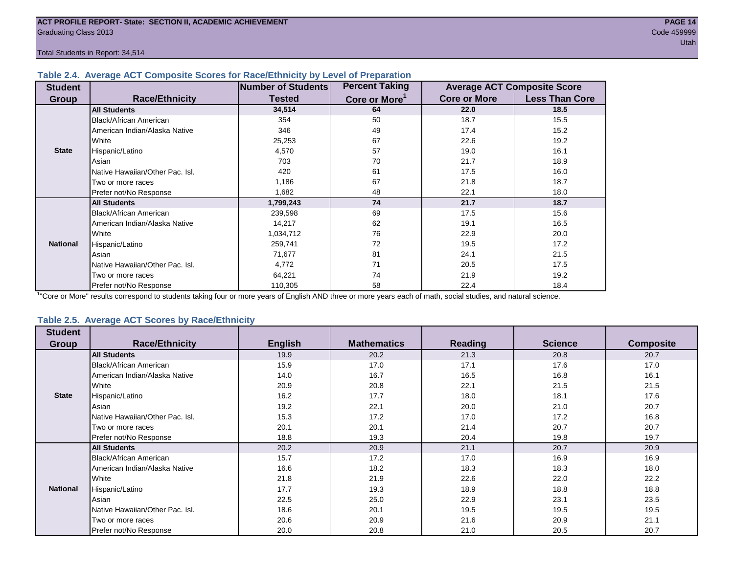ACT PROFILE REPORT- State: SECTION II, ACADEMIC ACHIEVEMENT
Graduating Class 2013
Code 459999
Utah

Total Students in Report: 34,514

### Table 2.4. Average ACT Composite Scores for Race/Ethnicity by Level of Preparation

| Student Group | Race/Ethnicity | Number of Students Tested | Percent Taking Core or More[1] | Average ACT Composite Score | |
|---|---|---|---|---|---|
| | | | | Core or More | Less Than Core |
| State | **All Students** | **34,514** | **64** | **22.0** | **18.5** |
| | Black/African American | 354 | 50 | 18.7 | 15.5 |
| | American Indian/Alaska Native | 346 | 49 | 17.4 | 15.2 |
| | White | 25,253 | 67 | 22.6 | 19.2 |
| | Hispanic/Latino | 4,570 | 57 | 19.0 | 16.1 |
| | Asian | 703 | 70 | 21.7 | 18.9 |
| | Native Hawaiian/Other Pac. Isl. | 420 | 61 | 17.5 | 16.0 |
| | Two or more races | 1,186 | 67 | 21.8 | 18.7 |
| | Prefer not/No Response | 1,682 | 48 | 22.1 | 18.0 |
| National | **All Students** | **1,799,243** | **74** | **21.7** | **18.7** |
| | Black/African American | 239,598 | 69 | 17.5 | 15.6 |
| | American Indian/Alaska Native | 14,217 | 62 | 19.1 | 16.5 |
| | White | 1,034,712 | 76 | 22.9 | 20.0 |
| | Hispanic/Latino | 259,741 | 72 | 19.5 | 17.2 |
| | Asian | 71,677 | 81 | 24.1 | 21.5 |
| | Native Hawaiian/Other Pac. Isl. | 4,772 | 71 | 20.5 | 17.5 |
| | Two or more races | 64,221 | 74 | 21.9 | 19.2 |
| | Prefer not/No Response | 110,305 | 58 | 22.4 | 18.4 |

[1]"Core or More" results correspond to students taking four or more years of English AND three or more years each of math, social studies, and natural science.

### Table 2.5. Average ACT Scores by Race/Ethnicity

| Student Group | Race/Ethnicity | English | Mathematics | Reading | Science | Composite |
|---|---|---|---|---|---|---|
| State | **All Students** | 19.9 | 20.2 | 21.3 | 20.8 | 20.7 |
| | Black/African American | 15.9 | 17.0 | 17.1 | 17.6 | 17.0 |
| | American Indian/Alaska Native | 14.0 | 16.7 | 16.5 | 16.8 | 16.1 |
| | White | 20.9 | 20.8 | 22.1 | 21.5 | 21.5 |
| | Hispanic/Latino | 16.2 | 17.7 | 18.0 | 18.1 | 17.6 |
| | Asian | 19.2 | 22.1 | 20.0 | 21.0 | 20.7 |
| | Native Hawaiian/Other Pac. Isl. | 15.3 | 17.2 | 17.0 | 17.2 | 16.8 |
| | Two or more races | 20.1 | 20.1 | 21.4 | 20.7 | 20.7 |
| | Prefer not/No Response | 18.8 | 19.3 | 20.4 | 19.8 | 19.7 |
| National | **All Students** | 20.2 | 20.9 | 21.1 | 20.7 | 20.9 |
| | Black/African American | 15.7 | 17.2 | 17.0 | 16.9 | 16.9 |
| | American Indian/Alaska Native | 16.6 | 18.2 | 18.3 | 18.3 | 18.0 |
| | White | 21.8 | 21.9 | 22.6 | 22.0 | 22.2 |
| | Hispanic/Latino | 17.7 | 19.3 | 18.9 | 18.8 | 18.8 |
| | Asian | 22.5 | 25.0 | 22.9 | 23.1 | 23.5 |
| | Native Hawaiian/Other Pac. Isl. | 18.6 | 20.1 | 19.5 | 19.5 | 19.5 |
| | Two or more races | 20.6 | 20.9 | 21.6 | 20.9 | 21.1 |
| | Prefer not/No Response | 20.0 | 20.8 | 21.0 | 20.5 | 20.7 |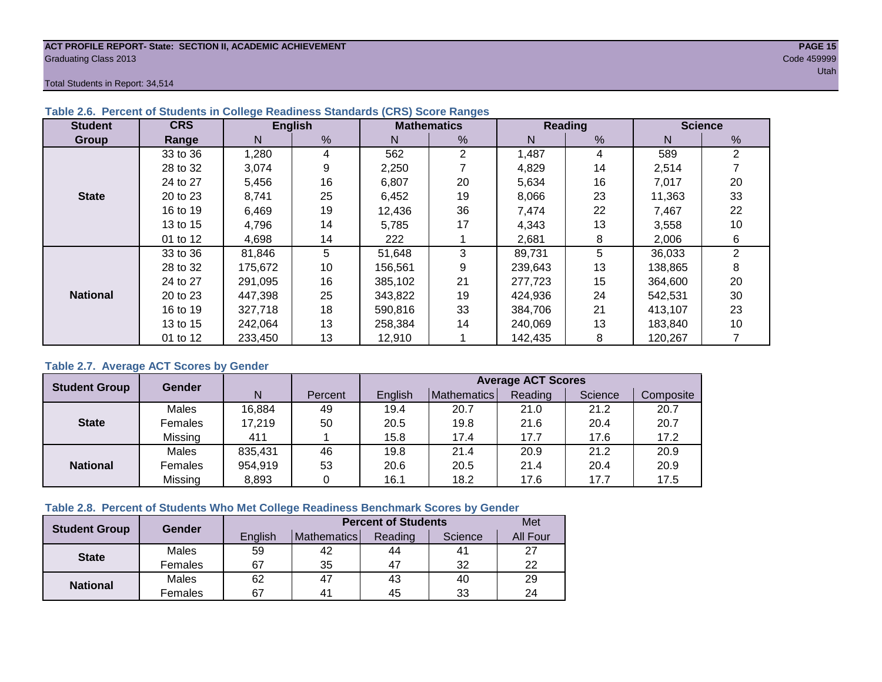Total Students in Report: 34,514

### Table 2.6. Percent of Students in College Readiness Standards (CRS) Score Ranges

| Student Group | CRS Range | English | | Mathematics | | Reading | | Science | |
|---|---|---|---|---|---|---|---|---|---|
| | | N | % | N | % | N | % | N | % |
| State | 33 to 36 | 1,280 | 4 | 562 | 2 | 1,487 | 4 | 589 | 2 |
| | 28 to 32 | 3,074 | 9 | 2,250 | 7 | 4,829 | 14 | 2,514 | 7 |
| | 24 to 27 | 5,456 | 16 | 6,807 | 20 | 5,634 | 16 | 7,017 | 20 |
| | 20 to 23 | 8,741 | 25 | 6,452 | 19 | 8,066 | 23 | 11,363 | 33 |
| | 16 to 19 | 6,469 | 19 | 12,436 | 36 | 7,474 | 22 | 7,467 | 22 |
| | 13 to 15 | 4,796 | 14 | 5,785 | 17 | 4,343 | 13 | 3,558 | 10 |
| | 01 to 12 | 4,698 | 14 | 222 | 1 | 2,681 | 8 | 2,006 | 6 |
| National | 33 to 36 | 81,846 | 5 | 51,648 | 3 | 89,731 | 5 | 36,033 | 2 |
| | 28 to 32 | 175,672 | 10 | 156,561 | 9 | 239,643 | 13 | 138,865 | 8 |
| | 24 to 27 | 291,095 | 16 | 385,102 | 21 | 277,723 | 15 | 364,600 | 20 |
| | 20 to 23 | 447,398 | 25 | 343,822 | 19 | 424,936 | 24 | 542,531 | 30 |
| | 16 to 19 | 327,718 | 18 | 590,816 | 33 | 384,706 | 21 | 413,107 | 23 |
| | 13 to 15 | 242,064 | 13 | 258,384 | 14 | 240,069 | 13 | 183,840 | 10 |
| | 01 to 12 | 233,450 | 13 | 12,910 | 1 | 142,435 | 8 | 120,267 | 7 |

### Table 2.7. Average ACT Scores by Gender

| Student Group | Gender | N | Percent | Average ACT Scores | | | | |
|---|---|---|---|---|---|---|---|---|
| | | | | English | Mathematics | Reading | Science | Composite |
| State | Males | 16,884 | 49 | 19.4 | 20.7 | 21.0 | 21.2 | 20.7 |
| | Females | 17,219 | 50 | 20.5 | 19.8 | 21.6 | 20.4 | 20.7 |
| | Missing | 411 | 1 | 15.8 | 17.4 | 17.7 | 17.6 | 17.2 |
| National | Males | 835,431 | 46 | 19.8 | 21.4 | 20.9 | 21.2 | 20.9 |
| | Females | 954,919 | 53 | 20.6 | 20.5 | 21.4 | 20.4 | 20.9 |
| | Missing | 8,893 | 0 | 16.1 | 18.2 | 17.6 | 17.7 | 17.5 |

### Table 2.8. Percent of Students Who Met College Readiness Benchmark Scores by Gender

| Student Group | Gender | Percent of Students | | | | Met |
|---|---|---|---|---|---|---|
| | | English | Mathematics | Reading | Science | All Four |
| State | Males | 59 | 42 | 44 | 41 | 27 |
| | Females | 67 | 35 | 47 | 32 | 22 |
| National | Males | 62 | 47 | 43 | 40 | 29 |
| | Females | 67 | 41 | 45 | 33 | 24 |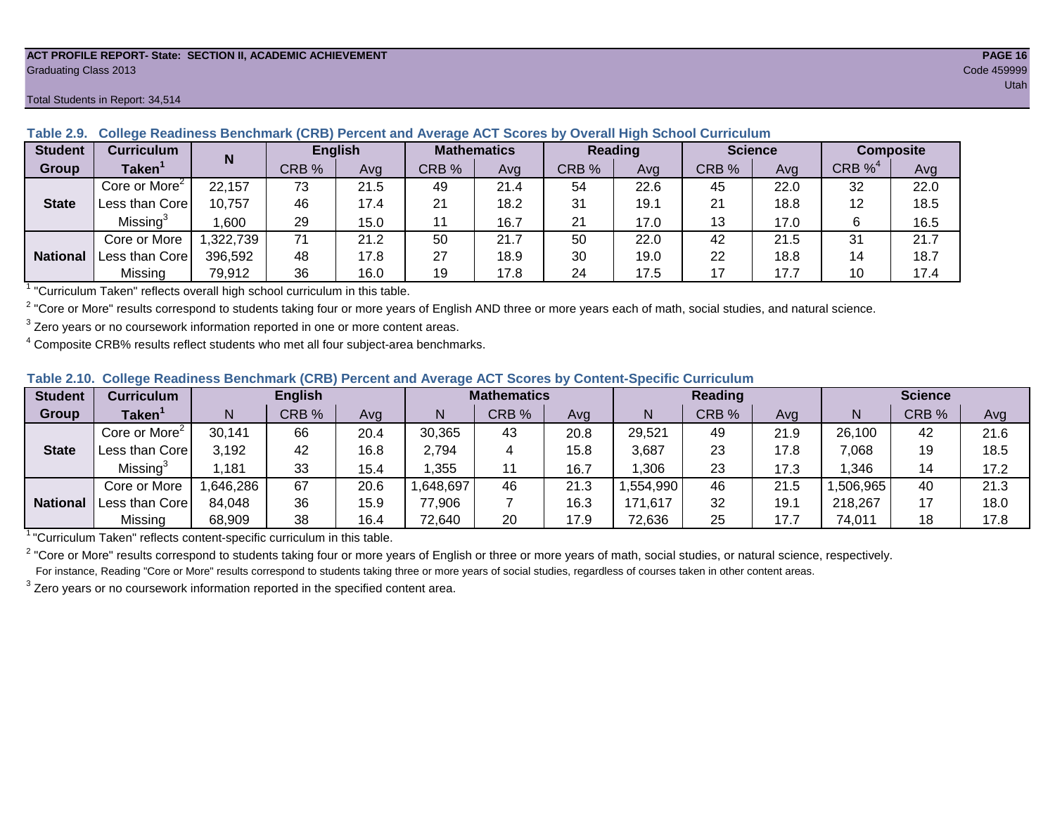ACT PROFILE REPORT- State: SECTION II, ACADEMIC ACHIEVEMENT
Graduating Class 2013
Code 459999
Utah

Total Students in Report: 34,514

**Table 2.9. College Readiness Benchmark (CRB) Percent and Average ACT Scores by Overall High School Curriculum**

| Student Group | Curriculum Taken[1] | N | English | | Mathematics | | Reading | | Science | | Composite | |
|---|---|---|---|---|---|---|---|---|---|---|---|---|
| | | | CRB % | Avg | CRB % | Avg | CRB % | Avg | CRB % | Avg | CRB %[4] | Avg |
| State | Core or More[2] | 22,157 | 73 | 21.5 | 49 | 21.4 | 54 | 22.6 | 45 | 22.0 | 32 | 22.0 |
| | Less than Core | 10,757 | 46 | 17.4 | 21 | 18.2 | 31 | 19.1 | 21 | 18.8 | 12 | 18.5 |
| | Missing[3] | 1,600 | 29 | 15.0 | 11 | 16.7 | 21 | 17.0 | 13 | 17.0 | 6 | 16.5 |
| National | Core or More | 1,322,739 | 71 | 21.2 | 50 | 21.7 | 50 | 22.0 | 42 | 21.5 | 31 | 21.7 |
| | Less than Core | 396,592 | 48 | 17.8 | 27 | 18.9 | 30 | 19.0 | 22 | 18.8 | 14 | 18.7 |
| | Missing | 79,912 | 36 | 16.0 | 19 | 17.8 | 24 | 17.5 | 17 | 17.7 | 10 | 17.4 |

[1] "Curriculum Taken" reflects overall high school curriculum in this table.

[2] "Core or More" results correspond to students taking four or more years of English AND three or more years each of math, social studies, and natural science.

[3] Zero years or no coursework information reported in one or more content areas.

[4] Composite CRB% results reflect students who met all four subject-area benchmarks.

**Table 2.10. College Readiness Benchmark (CRB) Percent and Average ACT Scores by Content-Specific Curriculum**

| Student Group | Curriculum Taken[1] | English | | | Mathematics | | | Reading | | | Science | | |
|---|---|---|---|---|---|---|---|---|---|---|---|---|---|
| | | N | CRB % | Avg | N | CRB % | Avg | N | CRB % | Avg | N | CRB % | Avg |
| State | Core or More[2] | 30,141 | 66 | 20.4 | 30,365 | 43 | 20.8 | 29,521 | 49 | 21.9 | 26,100 | 42 | 21.6 |
| | Less than Core | 3,192 | 42 | 16.8 | 2,794 | 4 | 15.8 | 3,687 | 23 | 17.8 | 7,068 | 19 | 18.5 |
| | Missing[3] | 1,181 | 33 | 15.4 | 1,355 | 11 | 16.7 | 1,306 | 23 | 17.3 | 1,346 | 14 | 17.2 |
| National | Core or More | 1,646,286 | 67 | 20.6 | 1,648,697 | 46 | 21.3 | 1,554,990 | 46 | 21.5 | 1,506,965 | 40 | 21.3 |
| | Less than Core | 84,048 | 36 | 15.9 | 77,906 | 7 | 16.3 | 171,617 | 32 | 19.1 | 218,267 | 17 | 18.0 |
| | Missing | 68,909 | 38 | 16.4 | 72,640 | 20 | 17.9 | 72,636 | 25 | 17.7 | 74,011 | 18 | 17.8 |

[1] "Curriculum Taken" reflects content-specific curriculum in this table.

[2] "Core or More" results correspond to students taking four or more years of English or three or more years of math, social studies, or natural science, respectively.
For instance, Reading "Core or More" results correspond to students taking three or more years of social studies, regardless of courses taken in other content areas.

[3] Zero years or no coursework information reported in the specified content area.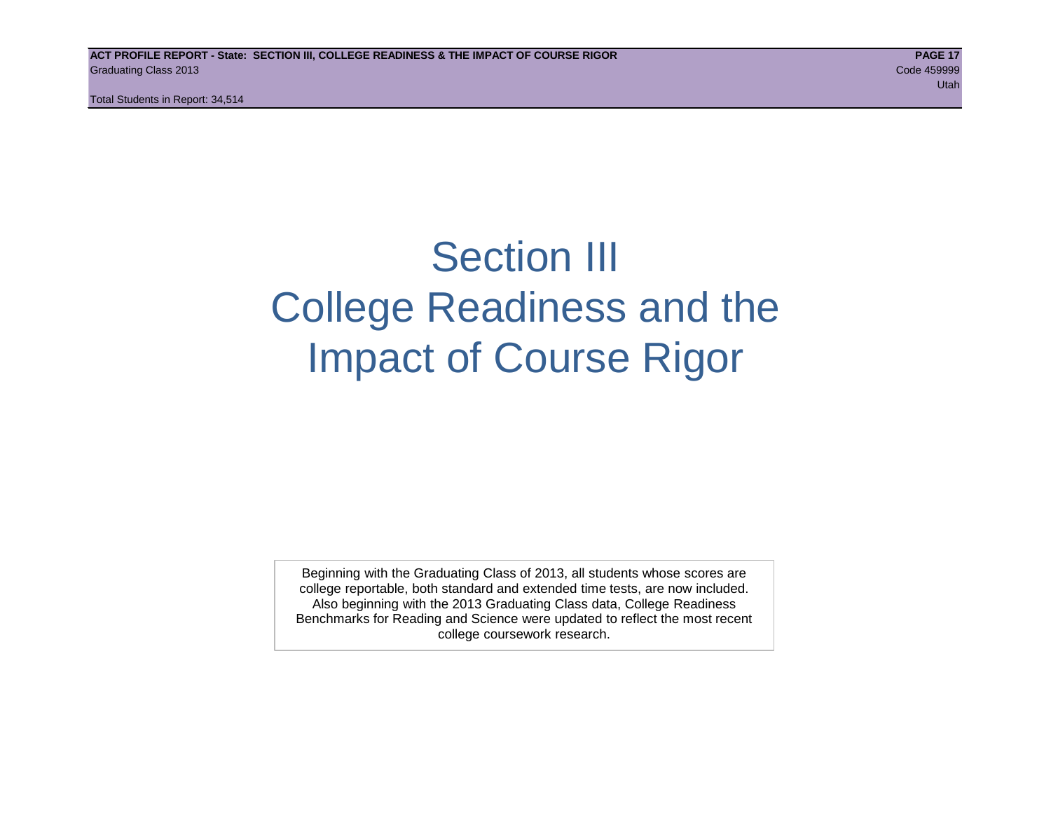# Section III
# College Readiness and the Impact of Course Rigor

Beginning with the Graduating Class of 2013, all students whose scores are college reportable, both standard and extended time tests, are now included. Also beginning with the 2013 Graduating Class data, College Readiness Benchmarks for Reading and Science were updated to reflect the most recent college coursework research.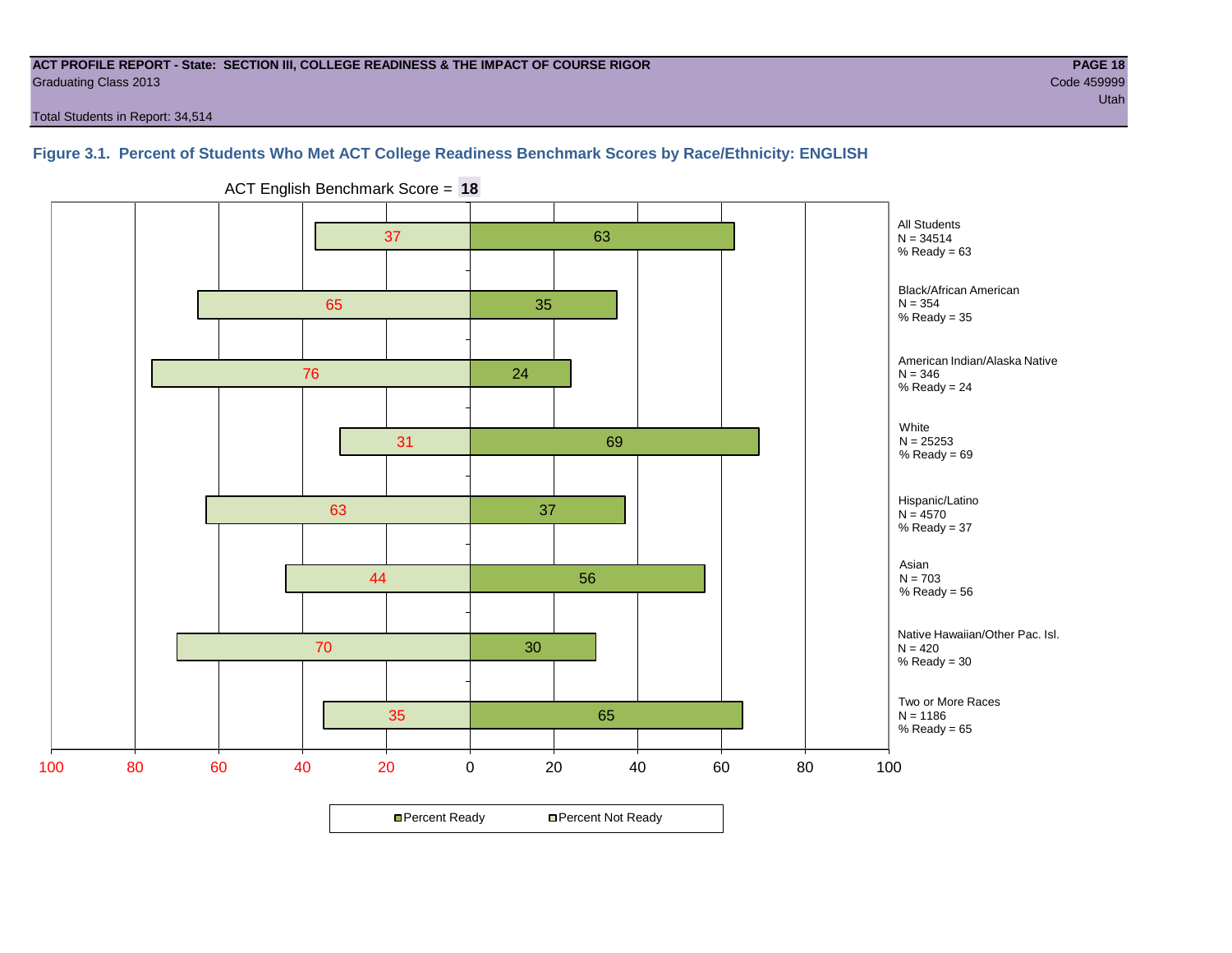**ACT PROFILE REPORT - State: SECTION III, COLLEGE READINESS & THE IMPACT OF COURSE RIGOR**

Graduating Class 2013

Code 459999

Utah

Total Students in Report: 34,514

### Figure 3.1. Percent of Students Who Met ACT College Readiness Benchmark Scores by Race/Ethnicity: ENGLISH

ACT English Benchmark Score = **18**

| Group | N | Percent Not Ready | Percent Ready |
|---|---|---|---|
| All Students | 34514 | 37 | 63 |
| Black/African American | 354 | 65 | 35 |
| American Indian/Alaska Native | 346 | 76 | 24 |
| White | 25253 | 31 | 69 |
| Hispanic/Latino | 4570 | 63 | 37 |
| Asian | 703 | 44 | 56 |
| Native Hawaiian/Other Pac. Isl. | 420 | 70 | 30 |
| Two or More Races | 1186 | 35 | 65 |

Percent Ready | Percent Not Ready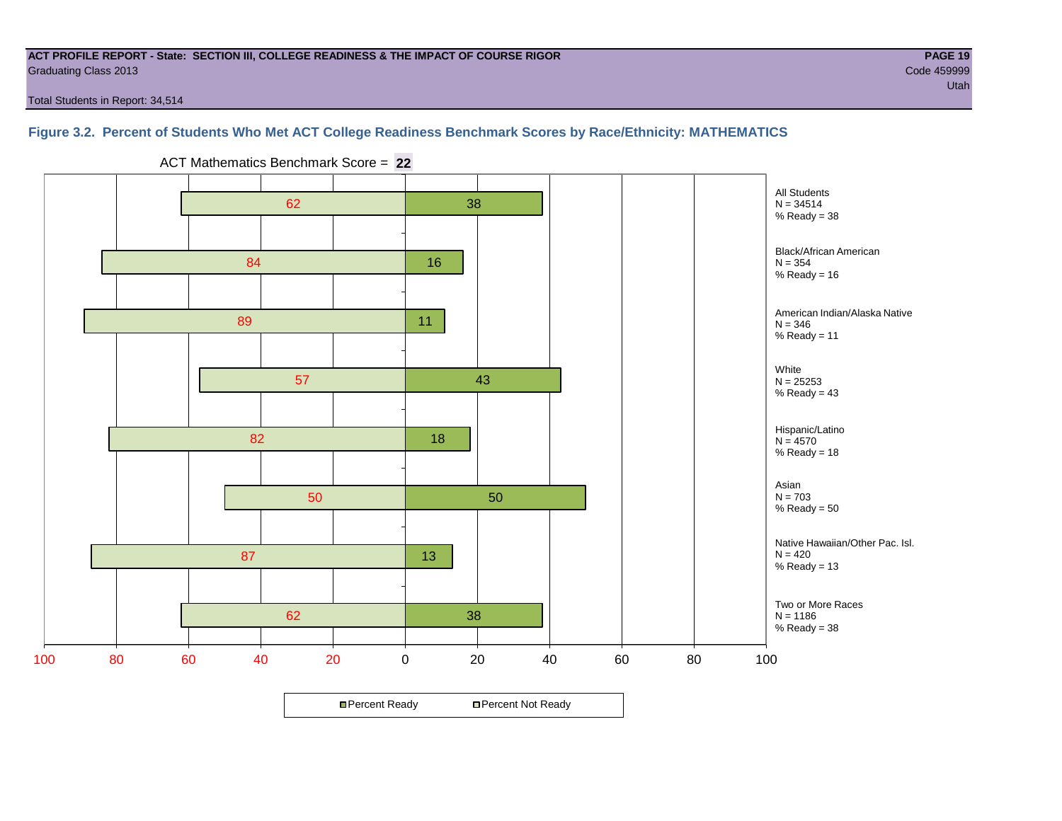**ACT PROFILE REPORT - State: SECTION III, COLLEGE READINESS & THE IMPACT OF COURSE RIGOR**
Graduating Class 2013

Code 459999
Utah

Total Students in Report: 34,514

### Figure 3.2. Percent of Students Who Met ACT College Readiness Benchmark Scores by Race/Ethnicity: MATHEMATICS

ACT Mathematics Benchmark Score = **22**

| Group | N | Percent Not Ready | Percent Ready |
|---|---|---|---|
| All Students | 34514 | 62 | 38 |
| Black/African American | 354 | 84 | 16 |
| American Indian/Alaska Native | 346 | 89 | 11 |
| White | 25253 | 57 | 43 |
| Hispanic/Latino | 4570 | 82 | 18 |
| Asian | 703 | 50 | 50 |
| Native Hawaiian/Other Pac. Isl. | 420 | 87 | 13 |
| Two or More Races | 1186 | 62 | 38 |

Percent Ready | Percent Not Ready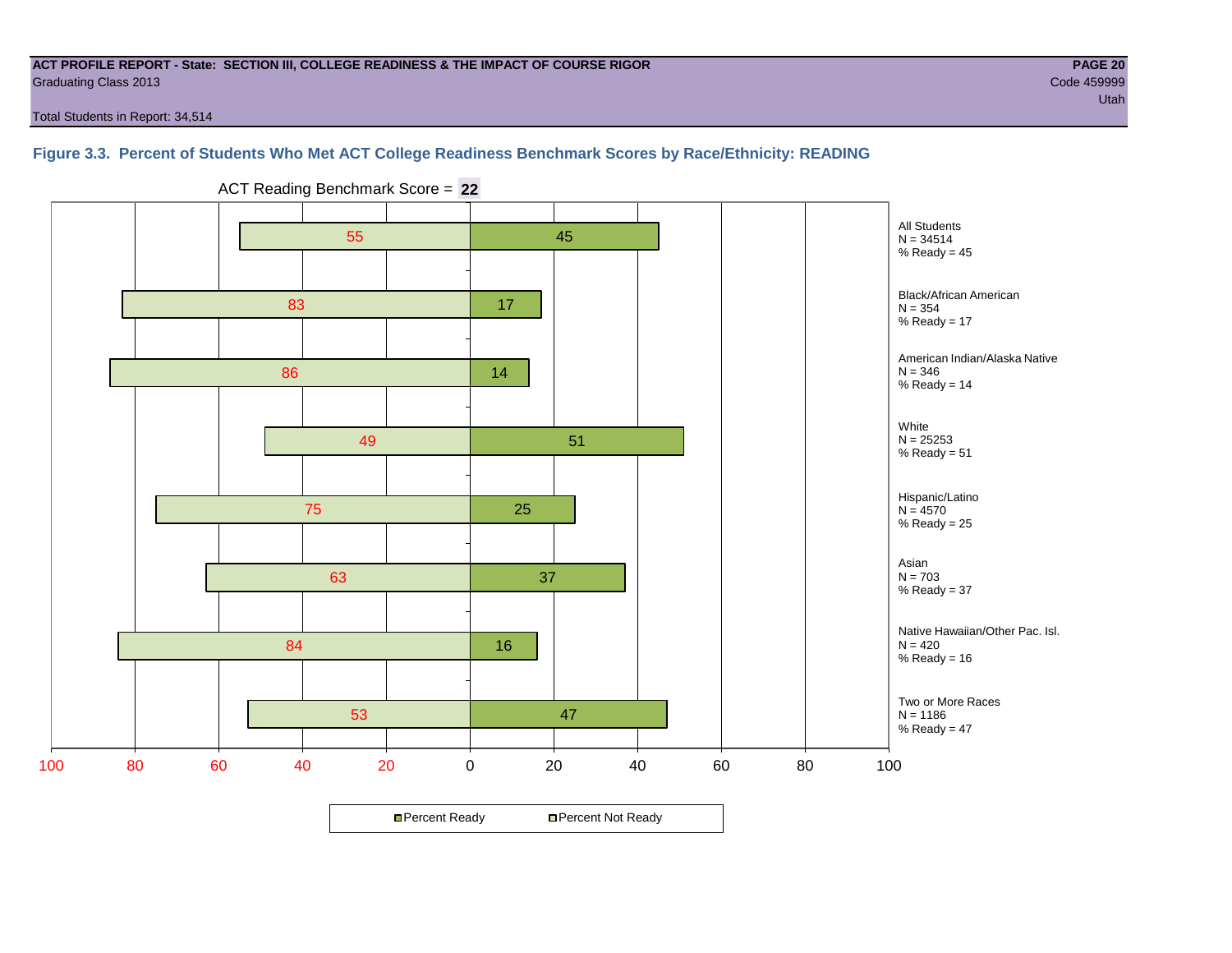**ACT PROFILE REPORT - State: SECTION III, COLLEGE READINESS & THE IMPACT OF COURSE RIGOR**
Graduating Class 2013
Code 459999
Utah

Total Students in Report: 34,514

### Figure 3.3. Percent of Students Who Met ACT College Readiness Benchmark Scores by Race/Ethnicity: READING

ACT Reading Benchmark Score = **22**

| Group | N | Percent Not Ready | Percent Ready |
|---|---|---|---|
| All Students | 34514 | 55 | 45 |
| Black/African American | 354 | 83 | 17 |
| American Indian/Alaska Native | 346 | 86 | 14 |
| White | 25253 | 49 | 51 |
| Hispanic/Latino | 4570 | 75 | 25 |
| Asian | 703 | 63 | 37 |
| Native Hawaiian/Other Pac. Isl. | 420 | 84 | 16 |
| Two or More Races | 1186 | 53 | 47 |

All Students
N = 34514
% Ready = 45

Black/African American
N = 354
% Ready = 17

American Indian/Alaska Native
N = 346
% Ready = 14

White
N = 25253
% Ready = 51

Hispanic/Latino
N = 4570
% Ready = 25

Asian
N = 703
% Ready = 37

Native Hawaiian/Other Pac. Isl.
N = 420
% Ready = 16

Two or More Races
N = 1186
% Ready = 47

Percent Ready | Percent Not Ready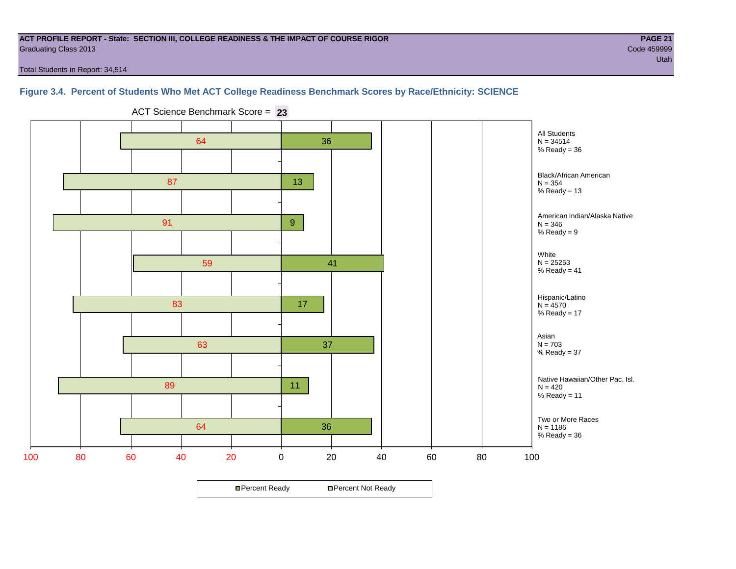**ACT PROFILE REPORT - State: SECTION III, COLLEGE READINESS & THE IMPACT OF COURSE RIGOR**
Graduating Class 2013

Code 459999
Utah

Total Students in Report: 34,514

### Figure 3.4. Percent of Students Who Met ACT College Readiness Benchmark Scores by Race/Ethnicity: SCIENCE

ACT Science Benchmark Score = **23**

| Group | N | Percent Not Ready | Percent Ready |
|---|---|---|---|
| All Students | 34514 | 64 | 36 |
| Black/African American | 354 | 87 | 13 |
| American Indian/Alaska Native | 346 | 91 | 9 |
| White | 25253 | 59 | 41 |
| Hispanic/Latino | 4570 | 83 | 17 |
| Asian | 703 | 63 | 37 |
| Native Hawaiian/Other Pac. Isl. | 420 | 89 | 11 |
| Two or More Races | 1186 | 64 | 36 |

■ Percent Ready □ Percent Not Ready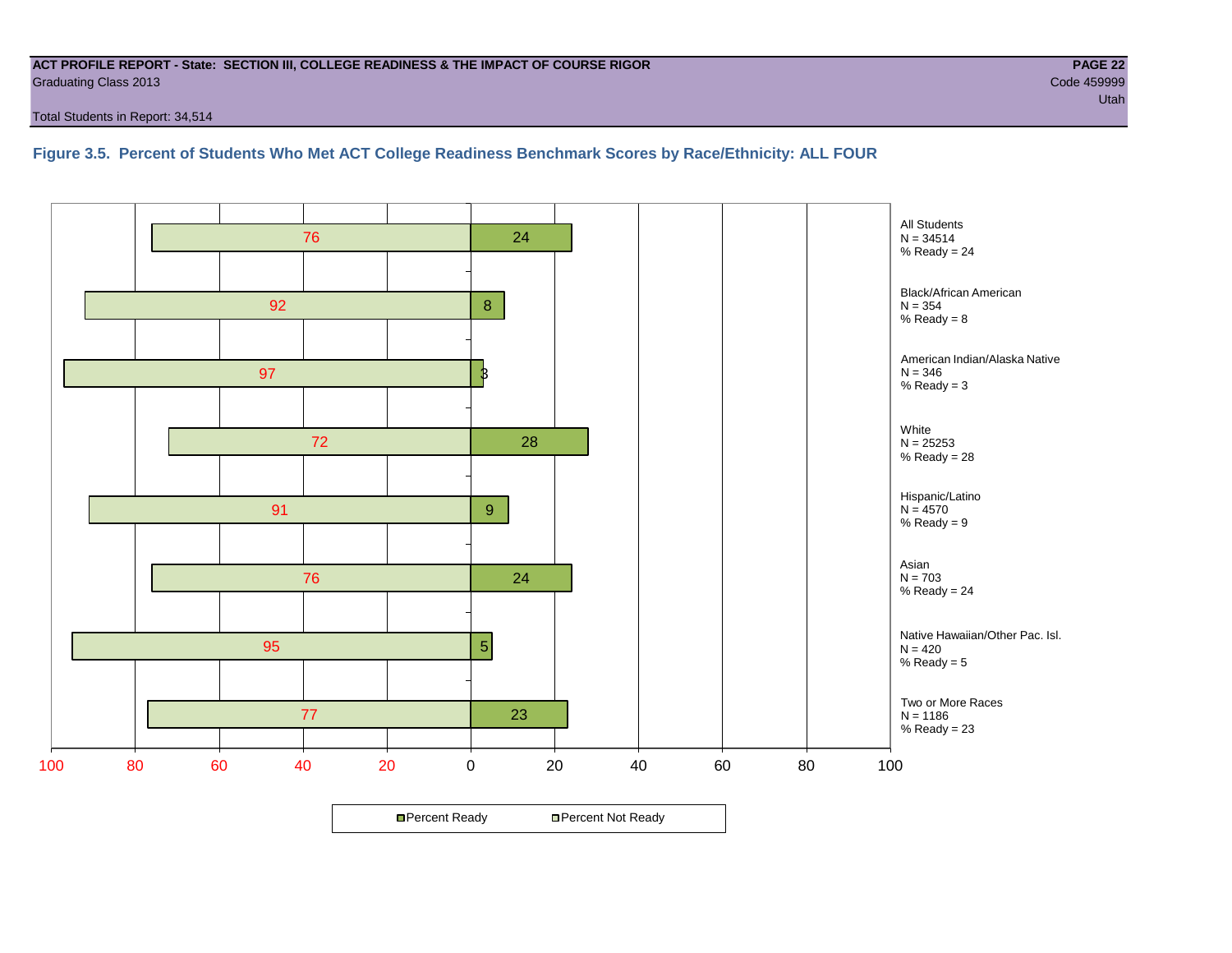**ACT PROFILE REPORT - State: SECTION III, COLLEGE READINESS & THE IMPACT OF COURSE RIGOR**

Graduating Class 2013

Code 459999

Utah

Total Students in Report: 34,514

### Figure 3.5. Percent of Students Who Met ACT College Readiness Benchmark Scores by Race/Ethnicity: ALL FOUR

| Group | N | Percent Not Ready | Percent Ready |
|---|---|---|---|
| All Students | 34514 | 76 | 24 |
| Black/African American | 354 | 92 | 8 |
| American Indian/Alaska Native | 346 | 97 | 3 |
| White | 25253 | 72 | 28 |
| Hispanic/Latino | 4570 | 91 | 9 |
| Asian | 703 | 76 | 24 |
| Native Hawaiian/Other Pac. Isl. | 420 | 95 | 5 |
| Two or More Races | 1186 | 77 | 23 |

Percent Ready / Percent Not Ready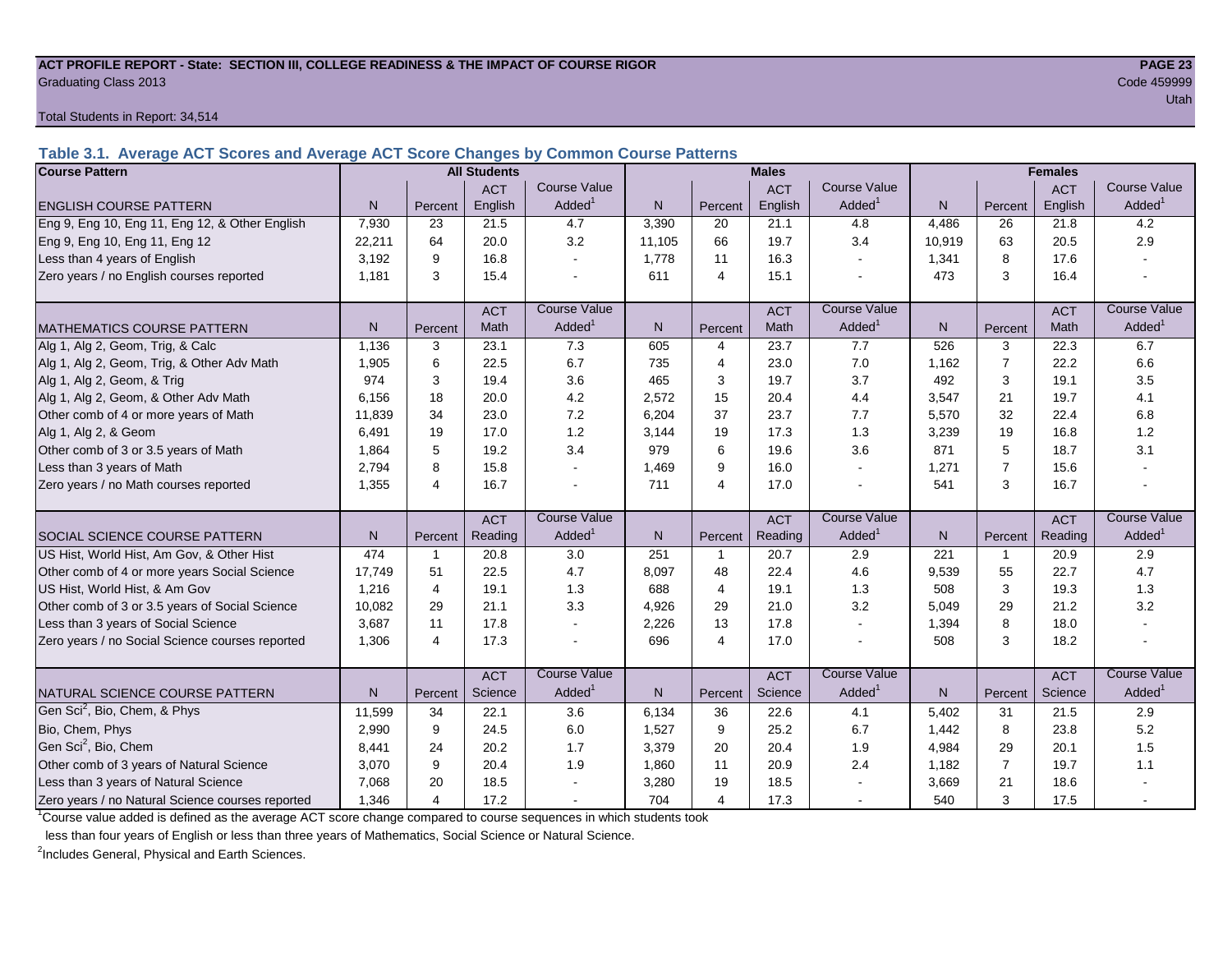**ACT PROFILE REPORT - State: SECTION III, COLLEGE READINESS & THE IMPACT OF COURSE RIGOR**

Graduating Class 2013

Code 459999

Utah

Total Students in Report: 34,514

### Table 3.1. Average ACT Scores and Average ACT Score Changes by Common Course Patterns

| Course Pattern | All Students | | | | Males | | | | Females | | | |
|---|---|---|---|---|---|---|---|---|---|---|---|---|
| ENGLISH COURSE PATTERN | N | Percent | ACT English | Course Value Added[1] | N | Percent | ACT English | Course Value Added[1] | N | Percent | ACT English | Course Value Added[1] |
| Eng 9, Eng 10, Eng 11, Eng 12, & Other English | 7,930 | 23 | 21.5 | 4.7 | 3,390 | 20 | 21.1 | 4.8 | 4,486 | 26 | 21.8 | 4.2 |
| Eng 9, Eng 10, Eng 11, Eng 12 | 22,211 | 64 | 20.0 | 3.2 | 11,105 | 66 | 19.7 | 3.4 | 10,919 | 63 | 20.5 | 2.9 |
| Less than 4 years of English | 3,192 | 9 | 16.8 | - | 1,778 | 11 | 16.3 | - | 1,341 | 8 | 17.6 | - |
| Zero years / no English courses reported | 1,181 | 3 | 15.4 | - | 611 | 4 | 15.1 | - | 473 | 3 | 16.4 | - |
| MATHEMATICS COURSE PATTERN | N | Percent | ACT Math | Course Value Added[1] | N | Percent | ACT Math | Course Value Added[1] | N | Percent | ACT Math | Course Value Added[1] |
| Alg 1, Alg 2, Geom, Trig, & Calc | 1,136 | 3 | 23.1 | 7.3 | 605 | 4 | 23.7 | 7.7 | 526 | 3 | 22.3 | 6.7 |
| Alg 1, Alg 2, Geom, Trig, & Other Adv Math | 1,905 | 6 | 22.5 | 6.7 | 735 | 4 | 23.0 | 7.0 | 1,162 | 7 | 22.2 | 6.6 |
| Alg 1, Alg 2, Geom, & Trig | 974 | 3 | 19.4 | 3.6 | 465 | 3 | 19.7 | 3.7 | 492 | 3 | 19.1 | 3.5 |
| Alg 1, Alg 2, Geom, & Other Adv Math | 6,156 | 18 | 20.0 | 4.2 | 2,572 | 15 | 20.4 | 4.4 | 3,547 | 21 | 19.7 | 4.1 |
| Other comb of 4 or more years of Math | 11,839 | 34 | 23.0 | 7.2 | 6,204 | 37 | 23.7 | 7.7 | 5,570 | 32 | 22.4 | 6.8 |
| Alg 1, Alg 2, & Geom | 6,491 | 19 | 17.0 | 1.2 | 3,144 | 19 | 17.3 | 1.3 | 3,239 | 19 | 16.8 | 1.2 |
| Other comb of 3 or 3.5 years of Math | 1,864 | 5 | 19.2 | 3.4 | 979 | 6 | 19.6 | 3.6 | 871 | 5 | 18.7 | 3.1 |
| Less than 3 years of Math | 2,794 | 8 | 15.8 | - | 1,469 | 9 | 16.0 | - | 1,271 | 7 | 15.6 | - |
| Zero years / no Math courses reported | 1,355 | 4 | 16.7 | - | 711 | 4 | 17.0 | - | 541 | 3 | 16.7 | - |
| SOCIAL SCIENCE COURSE PATTERN | N | Percent | ACT Reading | Course Value Added[1] | N | Percent | ACT Reading | Course Value Added[1] | N | Percent | ACT Reading | Course Value Added[1] |
| US Hist, World Hist, Am Gov, & Other Hist | 474 | 1 | 20.8 | 3.0 | 251 | 1 | 20.7 | 2.9 | 221 | 1 | 20.9 | 2.9 |
| Other comb of 4 or more years Social Science | 17,749 | 51 | 22.5 | 4.7 | 8,097 | 48 | 22.4 | 4.6 | 9,539 | 55 | 22.7 | 4.7 |
| US Hist, World Hist, & Am Gov | 1,216 | 4 | 19.1 | 1.3 | 688 | 4 | 19.1 | 1.3 | 508 | 3 | 19.3 | 1.3 |
| Other comb of 3 or 3.5 years of Social Science | 10,082 | 29 | 21.1 | 3.3 | 4,926 | 29 | 21.0 | 3.2 | 5,049 | 29 | 21.2 | 3.2 |
| Less than 3 years of Social Science | 3,687 | 11 | 17.8 | - | 2,226 | 13 | 17.8 | - | 1,394 | 8 | 18.0 | - |
| Zero years / no Social Science courses reported | 1,306 | 4 | 17.3 | - | 696 | 4 | 17.0 | - | 508 | 3 | 18.2 | - |
| NATURAL SCIENCE COURSE PATTERN | N | Percent | ACT Science | Course Value Added[1] | N | Percent | ACT Science | Course Value Added[1] | N | Percent | ACT Science | Course Value Added[1] |
| Gen Sci[2], Bio, Chem, & Phys | 11,599 | 34 | 22.1 | 3.6 | 6,134 | 36 | 22.6 | 4.1 | 5,402 | 31 | 21.5 | 2.9 |
| Bio, Chem, Phys | 2,990 | 9 | 24.5 | 6.0 | 1,527 | 9 | 25.2 | 6.7 | 1,442 | 8 | 23.8 | 5.2 |
| Gen Sci[2], Bio, Chem | 8,441 | 24 | 20.2 | 1.7 | 3,379 | 20 | 20.4 | 1.9 | 4,984 | 29 | 20.1 | 1.5 |
| Other comb of 3 years of Natural Science | 3,070 | 9 | 20.4 | 1.9 | 1,860 | 11 | 20.9 | 2.4 | 1,182 | 7 | 19.7 | 1.1 |
| Less than 3 years of Natural Science | 7,068 | 20 | 18.5 | - | 3,280 | 19 | 18.5 | - | 3,669 | 21 | 18.6 | - |
| Zero years / no Natural Science courses reported | 1,346 | 4 | 17.2 | - | 704 | 4 | 17.3 | - | 540 | 3 | 17.5 | - |

[1] Course value added is defined as the average ACT score change compared to course sequences in which students took less than four years of English or less than three years of Mathematics, Social Science or Natural Science.

[2] Includes General, Physical and Earth Sciences.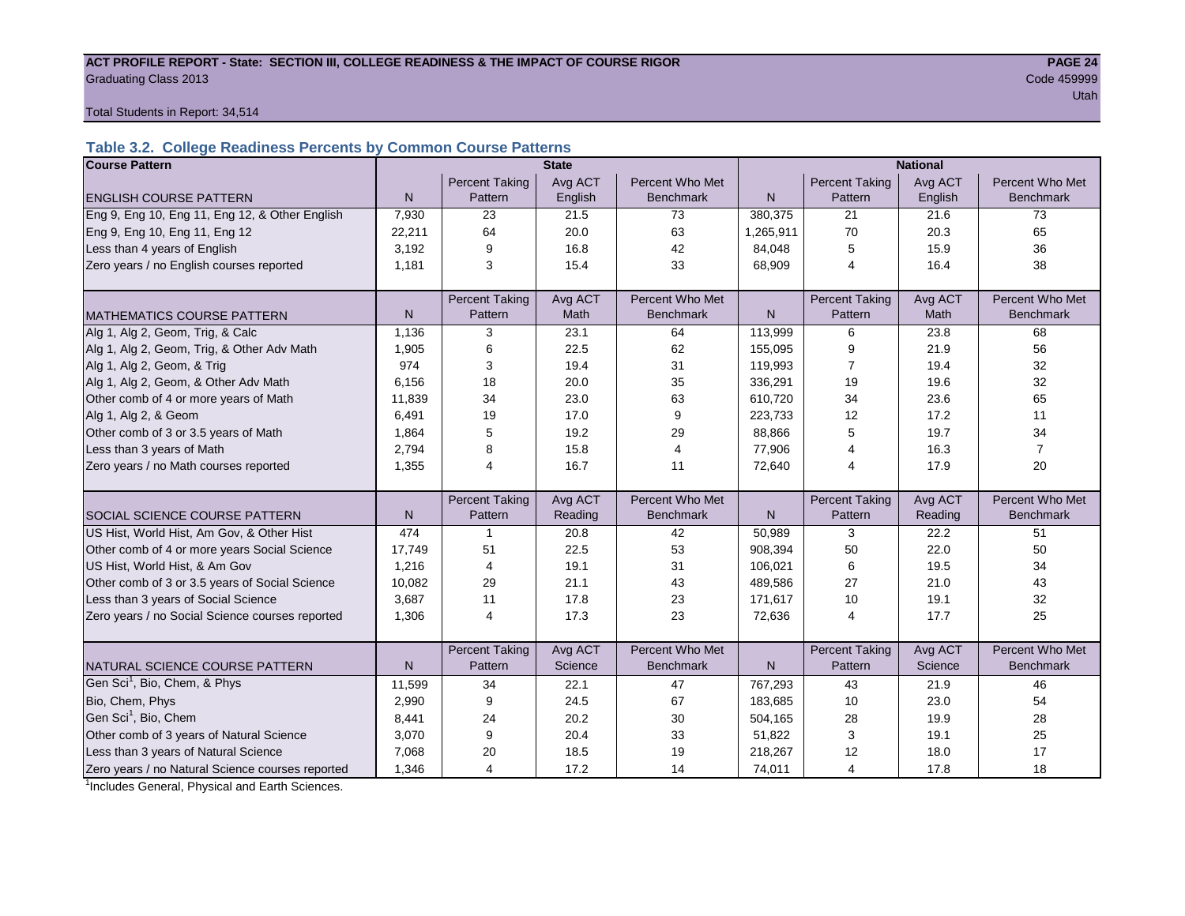**ACT PROFILE REPORT - State: SECTION III, COLLEGE READINESS & THE IMPACT OF COURSE RIGOR**

Graduating Class 2013

Code 459999

Utah

Total Students in Report: 34,514

### Table 3.2. College Readiness Percents by Common Course Patterns

| Course Pattern | State | | | | National | | | |
|---|---|---|---|---|---|---|---|---|
| ENGLISH COURSE PATTERN | N | Percent Taking Pattern | Avg ACT English | Percent Who Met Benchmark | N | Percent Taking Pattern | Avg ACT English | Percent Who Met Benchmark |
| Eng 9, Eng 10, Eng 11, Eng 12, & Other English | 7,930 | 23 | 21.5 | 73 | 380,375 | 21 | 21.6 | 73 |
| Eng 9, Eng 10, Eng 11, Eng 12 | 22,211 | 64 | 20.0 | 63 | 1,265,911 | 70 | 20.3 | 65 |
| Less than 4 years of English | 3,192 | 9 | 16.8 | 42 | 84,048 | 5 | 15.9 | 36 |
| Zero years / no English courses reported | 1,181 | 3 | 15.4 | 33 | 68,909 | 4 | 16.4 | 38 |
| MATHEMATICS COURSE PATTERN | N | Percent Taking Pattern | Avg ACT Math | Percent Who Met Benchmark | N | Percent Taking Pattern | Avg ACT Math | Percent Who Met Benchmark |
| Alg 1, Alg 2, Geom, Trig, & Calc | 1,136 | 3 | 23.1 | 64 | 113,999 | 6 | 23.8 | 68 |
| Alg 1, Alg 2, Geom, Trig, & Other Adv Math | 1,905 | 6 | 22.5 | 62 | 155,095 | 9 | 21.9 | 56 |
| Alg 1, Alg 2, Geom, & Trig | 974 | 3 | 19.4 | 31 | 119,993 | 7 | 19.4 | 32 |
| Alg 1, Alg 2, Geom, & Other Adv Math | 6,156 | 18 | 20.0 | 35 | 336,291 | 19 | 19.6 | 32 |
| Other comb of 4 or more years of Math | 11,839 | 34 | 23.0 | 63 | 610,720 | 34 | 23.6 | 65 |
| Alg 1, Alg 2, & Geom | 6,491 | 19 | 17.0 | 9 | 223,733 | 12 | 17.2 | 11 |
| Other comb of 3 or 3.5 years of Math | 1,864 | 5 | 19.2 | 29 | 88,866 | 5 | 19.7 | 34 |
| Less than 3 years of Math | 2,794 | 8 | 15.8 | 4 | 77,906 | 4 | 16.3 | 7 |
| Zero years / no Math courses reported | 1,355 | 4 | 16.7 | 11 | 72,640 | 4 | 17.9 | 20 |
| SOCIAL SCIENCE COURSE PATTERN | N | Percent Taking Pattern | Avg ACT Reading | Percent Who Met Benchmark | N | Percent Taking Pattern | Avg ACT Reading | Percent Who Met Benchmark |
| US Hist, World Hist, Am Gov, & Other Hist | 474 | 1 | 20.8 | 42 | 50,989 | 3 | 22.2 | 51 |
| Other comb of 4 or more years Social Science | 17,749 | 51 | 22.5 | 53 | 908,394 | 50 | 22.0 | 50 |
| US Hist, World Hist, & Am Gov | 1,216 | 4 | 19.1 | 31 | 106,021 | 6 | 19.5 | 34 |
| Other comb of 3 or 3.5 years of Social Science | 10,082 | 29 | 21.1 | 43 | 489,586 | 27 | 21.0 | 43 |
| Less than 3 years of Social Science | 3,687 | 11 | 17.8 | 23 | 171,617 | 10 | 19.1 | 32 |
| Zero years / no Social Science courses reported | 1,306 | 4 | 17.3 | 23 | 72,636 | 4 | 17.7 | 25 |
| NATURAL SCIENCE COURSE PATTERN | N | Percent Taking Pattern | Avg ACT Science | Percent Who Met Benchmark | N | Percent Taking Pattern | Avg ACT Science | Percent Who Met Benchmark |
| Gen Sci[1], Bio, Chem, & Phys | 11,599 | 34 | 22.1 | 47 | 767,293 | 43 | 21.9 | 46 |
| Bio, Chem, Phys | 2,990 | 9 | 24.5 | 67 | 183,685 | 10 | 23.0 | 54 |
| Gen Sci[1], Bio, Chem | 8,441 | 24 | 20.2 | 30 | 504,165 | 28 | 19.9 | 28 |
| Other comb of 3 years of Natural Science | 3,070 | 9 | 20.4 | 33 | 51,822 | 3 | 19.1 | 25 |
| Less than 3 years of Natural Science | 7,068 | 20 | 18.5 | 19 | 218,267 | 12 | 18.0 | 17 |
| Zero years / no Natural Science courses reported | 1,346 | 4 | 17.2 | 14 | 74,011 | 4 | 17.8 | 18 |

[1]Includes General, Physical and Earth Sciences.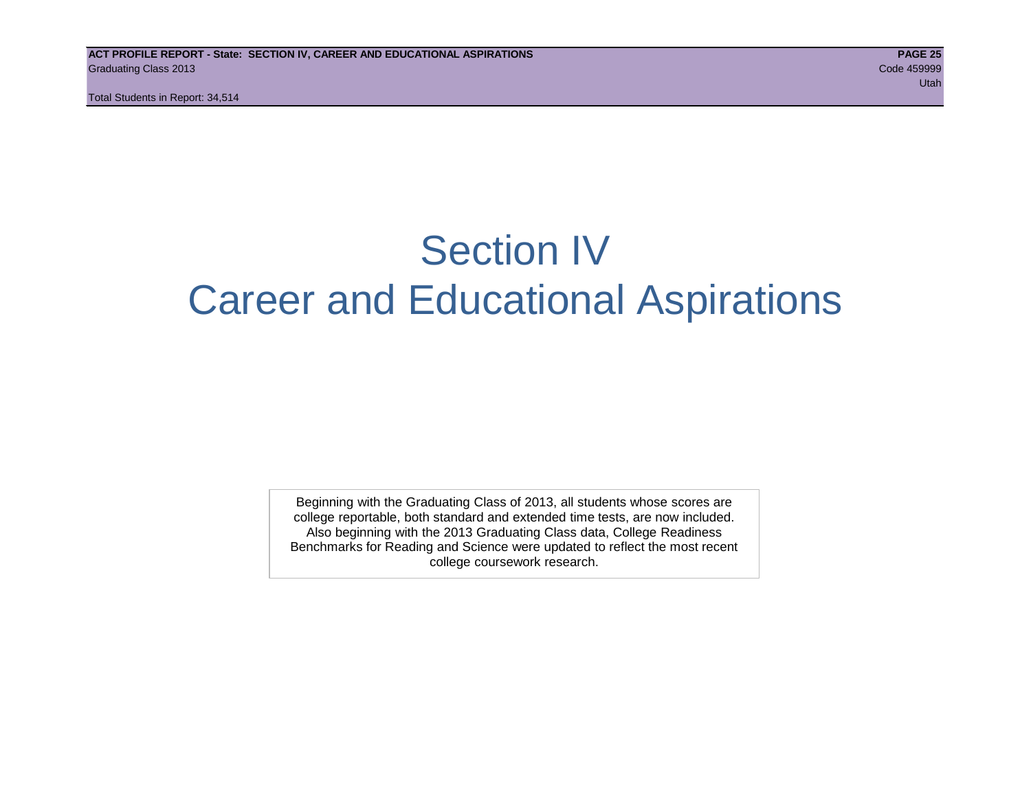# Section IV
# Career and Educational Aspirations

Beginning with the Graduating Class of 2013, all students whose scores are college reportable, both standard and extended time tests, are now included. Also beginning with the 2013 Graduating Class data, College Readiness Benchmarks for Reading and Science were updated to reflect the most recent college coursework research.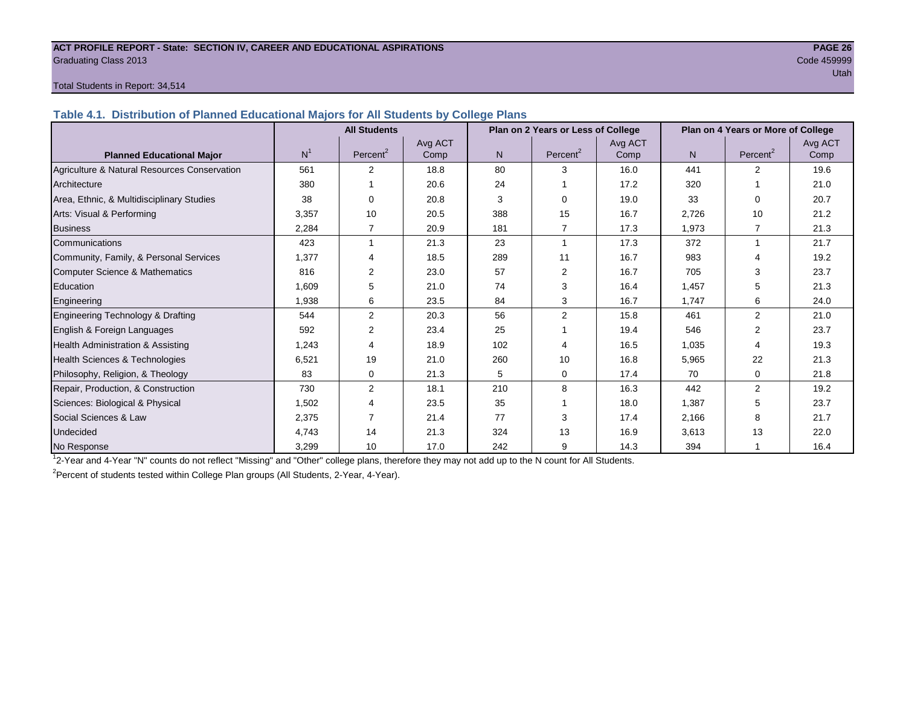**ACT PROFILE REPORT - State: SECTION IV, CAREER AND EDUCATIONAL ASPIRATIONS**

Graduating Class 2013

Code 459999

Utah

Total Students in Report: 34,514

## Table 4.1. Distribution of Planned Educational Majors for All Students by College Plans

| Planned Educational Major | All Students | | | Plan on 2 Years or Less of College | | | Plan on 4 Years or More of College | | |
|---|---|---|---|---|---|---|---|---|---|
| | N[1] | Percent[2] | Avg ACT Comp | N | Percent[2] | Avg ACT Comp | N | Percent[2] | Avg ACT Comp |
| Agriculture & Natural Resources Conservation | 561 | 2 | 18.8 | 80 | 3 | 16.0 | 441 | 2 | 19.6 |
| Architecture | 380 | 1 | 20.6 | 24 | 1 | 17.2 | 320 | 1 | 21.0 |
| Area, Ethnic, & Multidisciplinary Studies | 38 | 0 | 20.8 | 3 | 0 | 19.0 | 33 | 0 | 20.7 |
| Arts: Visual & Performing | 3,357 | 10 | 20.5 | 388 | 15 | 16.7 | 2,726 | 10 | 21.2 |
| Business | 2,284 | 7 | 20.9 | 181 | 7 | 17.3 | 1,973 | 7 | 21.3 |
| Communications | 423 | 1 | 21.3 | 23 | 1 | 17.3 | 372 | 1 | 21.7 |
| Community, Family, & Personal Services | 1,377 | 4 | 18.5 | 289 | 11 | 16.7 | 983 | 4 | 19.2 |
| Computer Science & Mathematics | 816 | 2 | 23.0 | 57 | 2 | 16.7 | 705 | 3 | 23.7 |
| Education | 1,609 | 5 | 21.0 | 74 | 3 | 16.4 | 1,457 | 5 | 21.3 |
| Engineering | 1,938 | 6 | 23.5 | 84 | 3 | 16.7 | 1,747 | 6 | 24.0 |
| Engineering Technology & Drafting | 544 | 2 | 20.3 | 56 | 2 | 15.8 | 461 | 2 | 21.0 |
| English & Foreign Languages | 592 | 2 | 23.4 | 25 | 1 | 19.4 | 546 | 2 | 23.7 |
| Health Administration & Assisting | 1,243 | 4 | 18.9 | 102 | 4 | 16.5 | 1,035 | 4 | 19.3 |
| Health Sciences & Technologies | 6,521 | 19 | 21.0 | 260 | 10 | 16.8 | 5,965 | 22 | 21.3 |
| Philosophy, Religion, & Theology | 83 | 0 | 21.3 | 5 | 0 | 17.4 | 70 | 0 | 21.8 |
| Repair, Production, & Construction | 730 | 2 | 18.1 | 210 | 8 | 16.3 | 442 | 2 | 19.2 |
| Sciences: Biological & Physical | 1,502 | 4 | 23.5 | 35 | 1 | 18.0 | 1,387 | 5 | 23.7 |
| Social Sciences & Law | 2,375 | 7 | 21.4 | 77 | 3 | 17.4 | 2,166 | 8 | 21.7 |
| Undecided | 4,743 | 14 | 21.3 | 324 | 13 | 16.9 | 3,613 | 13 | 22.0 |
| No Response | 3,299 | 10 | 17.0 | 242 | 9 | 14.3 | 394 | 1 | 16.4 |

[1] 2-Year and 4-Year "N" counts do not reflect "Missing" and "Other" college plans, therefore they may not add up to the N count for All Students.

[2] Percent of students tested within College Plan groups (All Students, 2-Year, 4-Year).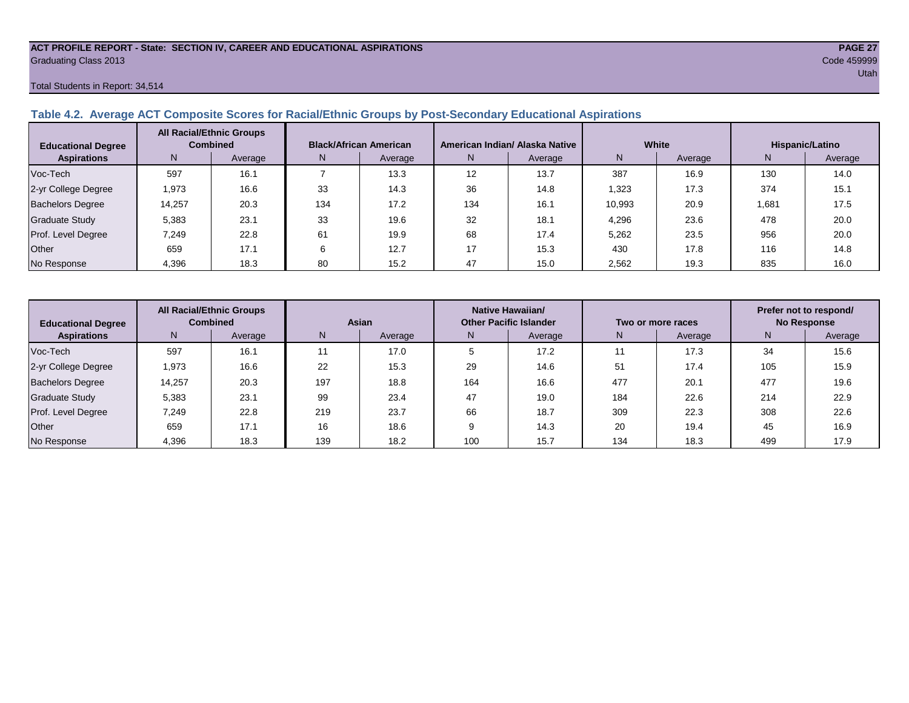ACT PROFILE REPORT - State: SECTION IV, CAREER AND EDUCATIONAL ASPIRATIONS
Graduating Class 2013
Code 459999
Utah
Total Students in Report: 34,514

## Table 4.2. Average ACT Composite Scores for Racial/Ethnic Groups by Post-Secondary Educational Aspirations

| Educational Degree Aspirations | All Racial/Ethnic Groups Combined | | Black/African American | | American Indian/ Alaska Native | | White | | Hispanic/Latino | |
|---|---|---|---|---|---|---|---|---|---|---|
| | N | Average | N | Average | N | Average | N | Average | N | Average |
| Voc-Tech | 597 | 16.1 | 7 | 13.3 | 12 | 13.7 | 387 | 16.9 | 130 | 14.0 |
| 2-yr College Degree | 1,973 | 16.6 | 33 | 14.3 | 36 | 14.8 | 1,323 | 17.3 | 374 | 15.1 |
| Bachelors Degree | 14,257 | 20.3 | 134 | 17.2 | 134 | 16.1 | 10,993 | 20.9 | 1,681 | 17.5 |
| Graduate Study | 5,383 | 23.1 | 33 | 19.6 | 32 | 18.1 | 4,296 | 23.6 | 478 | 20.0 |
| Prof. Level Degree | 7,249 | 22.8 | 61 | 19.9 | 68 | 17.4 | 5,262 | 23.5 | 956 | 20.0 |
| Other | 659 | 17.1 | 6 | 12.7 | 17 | 15.3 | 430 | 17.8 | 116 | 14.8 |
| No Response | 4,396 | 18.3 | 80 | 15.2 | 47 | 15.0 | 2,562 | 19.3 | 835 | 16.0 |

| Educational Degree Aspirations | All Racial/Ethnic Groups Combined | | Asian | | Native Hawaiian/ Other Pacific Islander | | Two or more races | | Prefer not to respond/ No Response | |
|---|---|---|---|---|---|---|---|---|---|---|
| | N | Average | N | Average | N | Average | N | Average | N | Average |
| Voc-Tech | 597 | 16.1 | 11 | 17.0 | 5 | 17.2 | 11 | 17.3 | 34 | 15.6 |
| 2-yr College Degree | 1,973 | 16.6 | 22 | 15.3 | 29 | 14.6 | 51 | 17.4 | 105 | 15.9 |
| Bachelors Degree | 14,257 | 20.3 | 197 | 18.8 | 164 | 16.6 | 477 | 20.1 | 477 | 19.6 |
| Graduate Study | 5,383 | 23.1 | 99 | 23.4 | 47 | 19.0 | 184 | 22.6 | 214 | 22.9 |
| Prof. Level Degree | 7,249 | 22.8 | 219 | 23.7 | 66 | 18.7 | 309 | 22.3 | 308 | 22.6 |
| Other | 659 | 17.1 | 16 | 18.6 | 9 | 14.3 | 20 | 19.4 | 45 | 16.9 |
| No Response | 4,396 | 18.3 | 139 | 18.2 | 100 | 15.7 | 134 | 18.3 | 499 | 17.9 |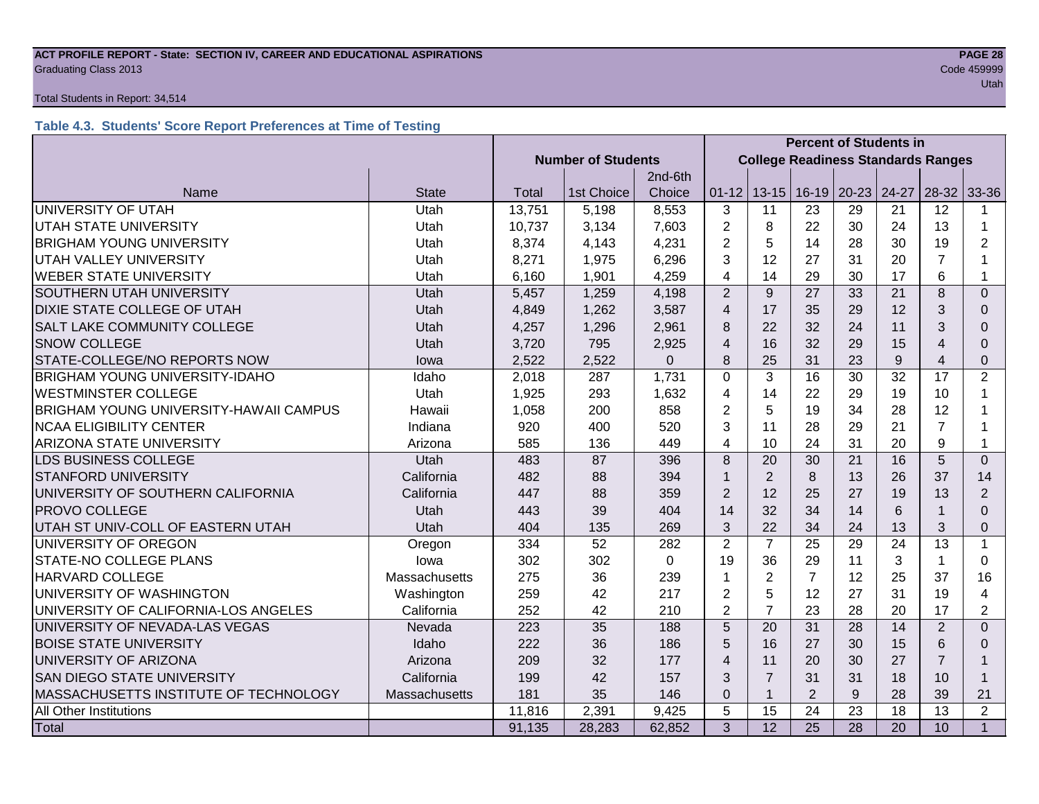**ACT PROFILE REPORT - State: SECTION IV, CAREER AND EDUCATIONAL ASPIRATIONS**
Graduating Class 2013
Code 459999
Utah

Total Students in Report: 34,514

### Table 4.3. Students' Score Report Preferences at Time of Testing

| | | Number of Students | | | Percent of Students in College Readiness Standards Ranges | | | | | | |
|---|---|---|---|---|---|---|---|---|---|---|---|
| Name | State | Total | 1st Choice | 2nd-6th Choice | 01-12 | 13-15 | 16-19 | 20-23 | 24-27 | 28-32 | 33-36 |
| UNIVERSITY OF UTAH | Utah | 13,751 | 5,198 | 8,553 | 3 | 11 | 23 | 29 | 21 | 12 | 1 |
| UTAH STATE UNIVERSITY | Utah | 10,737 | 3,134 | 7,603 | 2 | 8 | 22 | 30 | 24 | 13 | 1 |
| BRIGHAM YOUNG UNIVERSITY | Utah | 8,374 | 4,143 | 4,231 | 2 | 5 | 14 | 28 | 30 | 19 | 2 |
| UTAH VALLEY UNIVERSITY | Utah | 8,271 | 1,975 | 6,296 | 3 | 12 | 27 | 31 | 20 | 7 | 1 |
| WEBER STATE UNIVERSITY | Utah | 6,160 | 1,901 | 4,259 | 4 | 14 | 29 | 30 | 17 | 6 | 1 |
| SOUTHERN UTAH UNIVERSITY | Utah | 5,457 | 1,259 | 4,198 | 2 | 9 | 27 | 33 | 21 | 8 | 0 |
| DIXIE STATE COLLEGE OF UTAH | Utah | 4,849 | 1,262 | 3,587 | 4 | 17 | 35 | 29 | 12 | 3 | 0 |
| SALT LAKE COMMUNITY COLLEGE | Utah | 4,257 | 1,296 | 2,961 | 8 | 22 | 32 | 24 | 11 | 3 | 0 |
| SNOW COLLEGE | Utah | 3,720 | 795 | 2,925 | 4 | 16 | 32 | 29 | 15 | 4 | 0 |
| STATE-COLLEGE/NO REPORTS NOW | Iowa | 2,522 | 2,522 | 0 | 8 | 25 | 31 | 23 | 9 | 4 | 0 |
| BRIGHAM YOUNG UNIVERSITY-IDAHO | Idaho | 2,018 | 287 | 1,731 | 0 | 3 | 16 | 30 | 32 | 17 | 2 |
| WESTMINSTER COLLEGE | Utah | 1,925 | 293 | 1,632 | 4 | 14 | 22 | 29 | 19 | 10 | 1 |
| BRIGHAM YOUNG UNIVERSITY-HAWAII CAMPUS | Hawaii | 1,058 | 200 | 858 | 2 | 5 | 19 | 34 | 28 | 12 | 1 |
| NCAA ELIGIBILITY CENTER | Indiana | 920 | 400 | 520 | 3 | 11 | 28 | 29 | 21 | 7 | 1 |
| ARIZONA STATE UNIVERSITY | Arizona | 585 | 136 | 449 | 4 | 10 | 24 | 31 | 20 | 9 | 1 |
| LDS BUSINESS COLLEGE | Utah | 483 | 87 | 396 | 8 | 20 | 30 | 21 | 16 | 5 | 0 |
| STANFORD UNIVERSITY | California | 482 | 88 | 394 | 1 | 2 | 8 | 13 | 26 | 37 | 14 |
| UNIVERSITY OF SOUTHERN CALIFORNIA | California | 447 | 88 | 359 | 2 | 12 | 25 | 27 | 19 | 13 | 2 |
| PROVO COLLEGE | Utah | 443 | 39 | 404 | 14 | 32 | 34 | 14 | 6 | 1 | 0 |
| UTAH ST UNIV-COLL OF EASTERN UTAH | Utah | 404 | 135 | 269 | 3 | 22 | 34 | 24 | 13 | 3 | 0 |
| UNIVERSITY OF OREGON | Oregon | 334 | 52 | 282 | 2 | 7 | 25 | 29 | 24 | 13 | 1 |
| STATE-NO COLLEGE PLANS | Iowa | 302 | 302 | 0 | 19 | 36 | 29 | 11 | 3 | 1 | 0 |
| HARVARD COLLEGE | Massachusetts | 275 | 36 | 239 | 1 | 2 | 7 | 12 | 25 | 37 | 16 |
| UNIVERSITY OF WASHINGTON | Washington | 259 | 42 | 217 | 2 | 5 | 12 | 27 | 31 | 19 | 4 |
| UNIVERSITY OF CALIFORNIA-LOS ANGELES | California | 252 | 42 | 210 | 2 | 7 | 23 | 28 | 20 | 17 | 2 |
| UNIVERSITY OF NEVADA-LAS VEGAS | Nevada | 223 | 35 | 188 | 5 | 20 | 31 | 28 | 14 | 2 | 0 |
| BOISE STATE UNIVERSITY | Idaho | 222 | 36 | 186 | 5 | 16 | 27 | 30 | 15 | 6 | 0 |
| UNIVERSITY OF ARIZONA | Arizona | 209 | 32 | 177 | 4 | 11 | 20 | 30 | 27 | 7 | 1 |
| SAN DIEGO STATE UNIVERSITY | California | 199 | 42 | 157 | 3 | 7 | 31 | 31 | 18 | 10 | 1 |
| MASSACHUSETTS INSTITUTE OF TECHNOLOGY | Massachusetts | 181 | 35 | 146 | 0 | 1 | 2 | 9 | 28 | 39 | 21 |
| All Other Institutions | | 11,816 | 2,391 | 9,425 | 5 | 15 | 24 | 23 | 18 | 13 | 2 |
| Total | | 91,135 | 28,283 | 62,852 | 3 | 12 | 25 | 28 | 20 | 10 | 1 |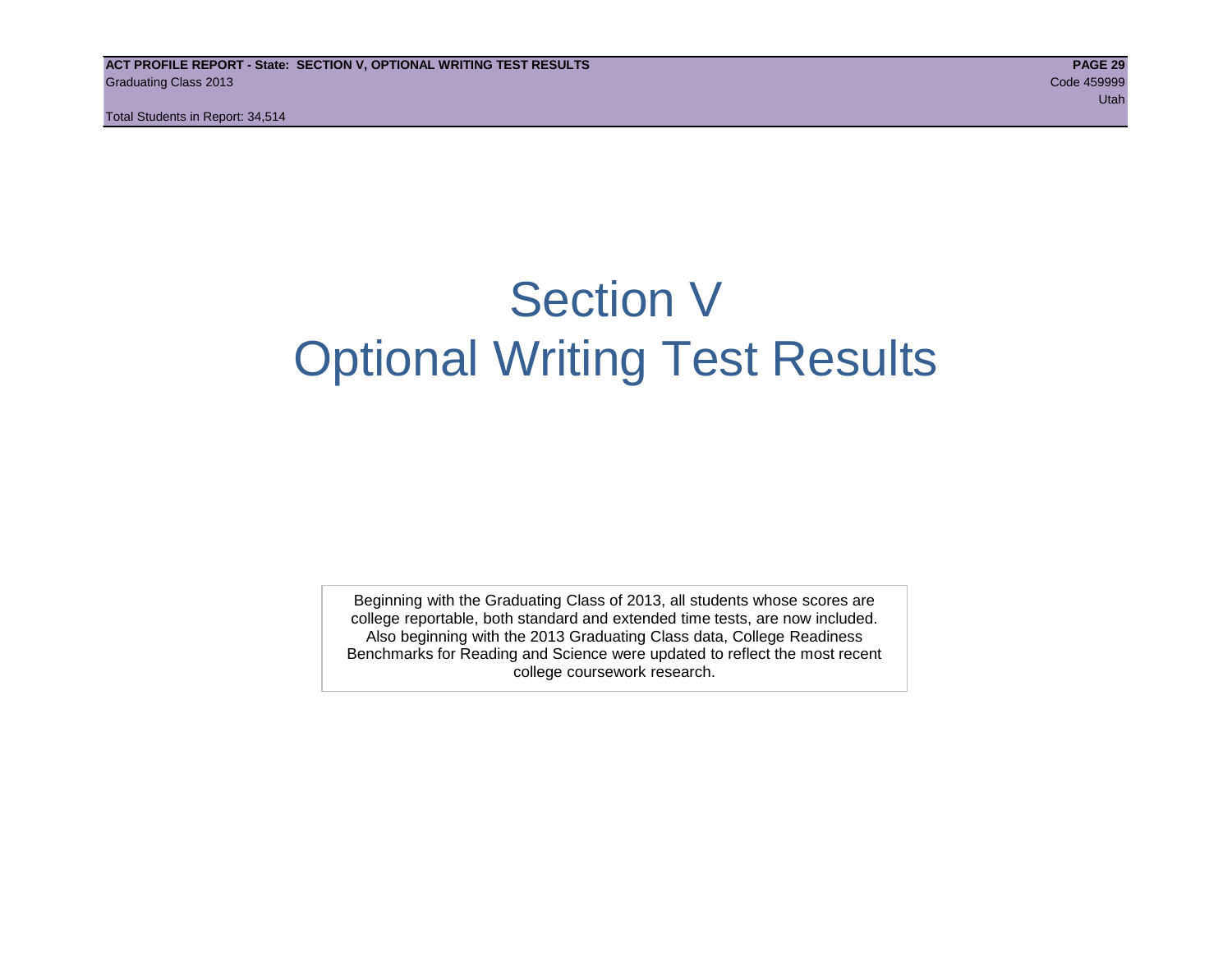# Section V
# Optional Writing Test Results

Beginning with the Graduating Class of 2013, all students whose scores are college reportable, both standard and extended time tests, are now included. Also beginning with the 2013 Graduating Class data, College Readiness Benchmarks for Reading and Science were updated to reflect the most recent college coursework research.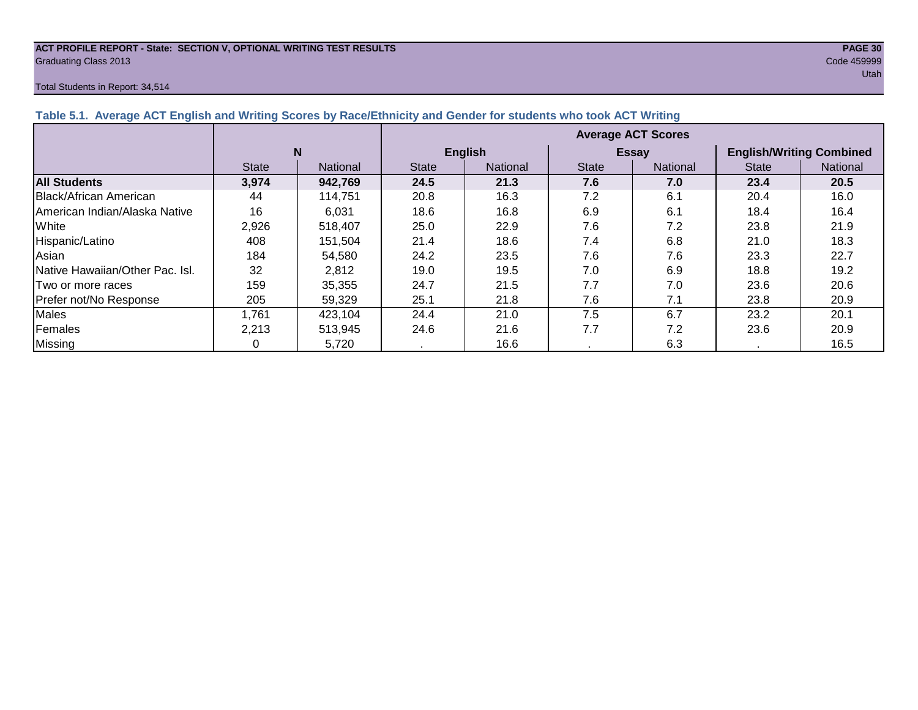**ACT PROFILE REPORT - State: SECTION V, OPTIONAL WRITING TEST RESULTS**
Graduating Class 2013
Code 459999
Utah
Total Students in Report: 34,514

### Table 5.1. Average ACT English and Writing Scores by Race/Ethnicity and Gender for students who took ACT Writing

| | N | | Average ACT Scores | | | | | |
|---|---|---|---|---|---|---|---|---|
| | | | English | | Essay | | English/Writing Combined | |
| | State | National | State | National | State | National | State | National |
| **All Students** | **3,974** | **942,769** | **24.5** | **21.3** | **7.6** | **7.0** | **23.4** | **20.5** |
| Black/African American | 44 | 114,751 | 20.8 | 16.3 | 7.2 | 6.1 | 20.4 | 16.0 |
| American Indian/Alaska Native | 16 | 6,031 | 18.6 | 16.8 | 6.9 | 6.1 | 18.4 | 16.4 |
| White | 2,926 | 518,407 | 25.0 | 22.9 | 7.6 | 7.2 | 23.8 | 21.9 |
| Hispanic/Latino | 408 | 151,504 | 21.4 | 18.6 | 7.4 | 6.8 | 21.0 | 18.3 |
| Asian | 184 | 54,580 | 24.2 | 23.5 | 7.6 | 7.6 | 23.3 | 22.7 |
| Native Hawaiian/Other Pac. Isl. | 32 | 2,812 | 19.0 | 19.5 | 7.0 | 6.9 | 18.8 | 19.2 |
| Two or more races | 159 | 35,355 | 24.7 | 21.5 | 7.7 | 7.0 | 23.6 | 20.6 |
| Prefer not/No Response | 205 | 59,329 | 25.1 | 21.8 | 7.6 | 7.1 | 23.8 | 20.9 |
| Males | 1,761 | 423,104 | 24.4 | 21.0 | 7.5 | 6.7 | 23.2 | 20.1 |
| Females | 2,213 | 513,945 | 24.6 | 21.6 | 7.7 | 7.2 | 23.6 | 20.9 |
| Missing | 0 | 5,720 | . | 16.6 | . | 6.3 | . | 16.5 |